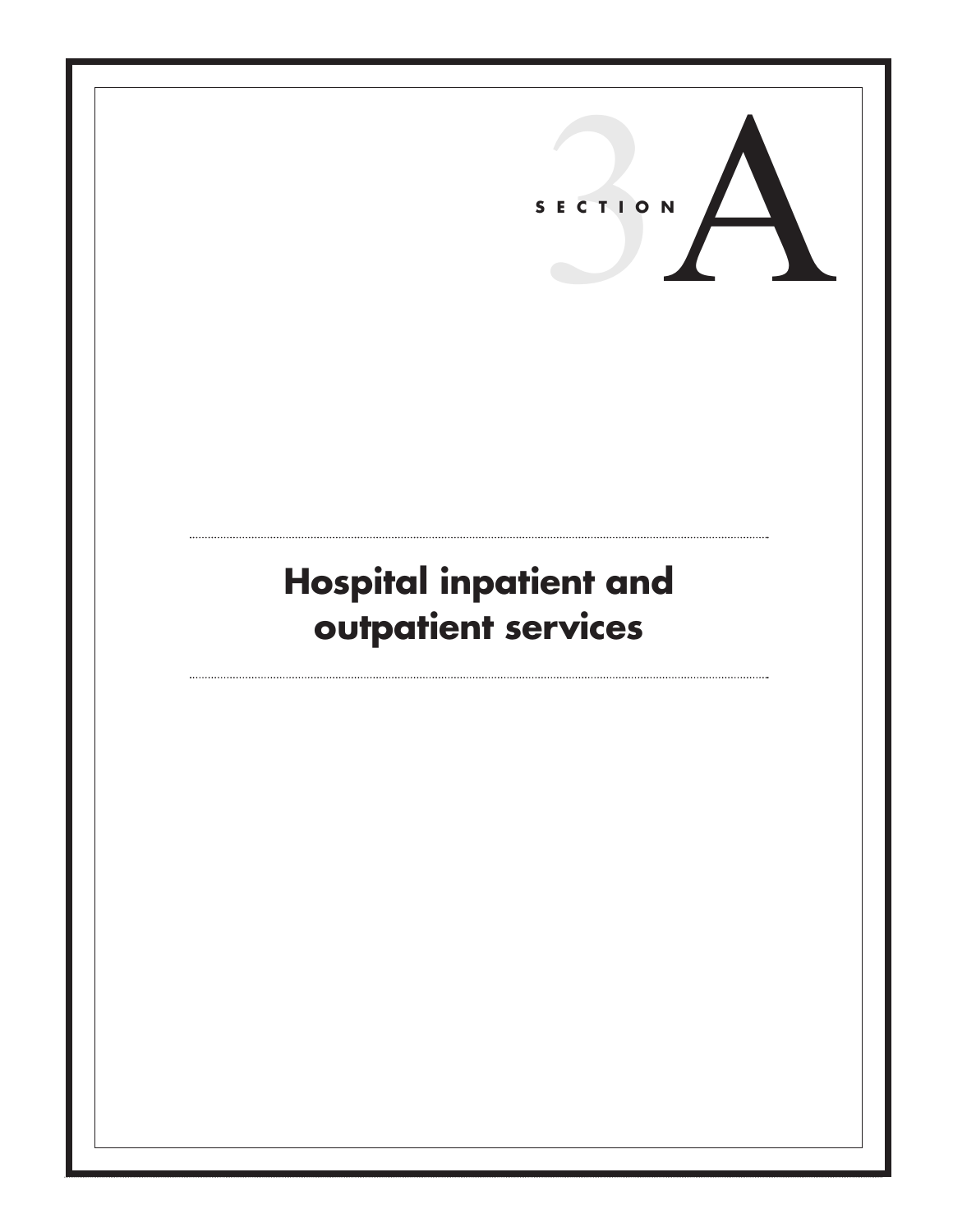SECTION 3A

# Hospital inpatient and outpatient services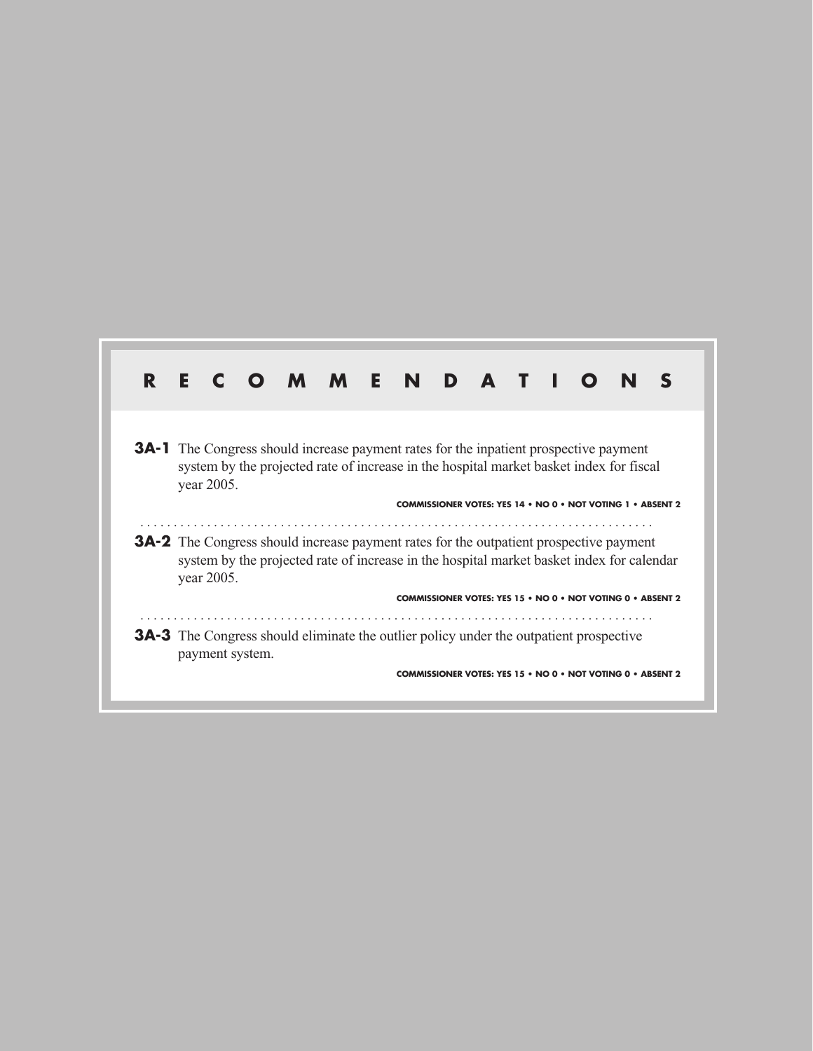# RECOMMENDATIONS

**3A-1** The Congress should increase payment rates for the inpatient prospective payment system by the projected rate of increase in the hospital market basket index for fiscal year 2005.

**COMMISSIONER VOTES: YES 14 • NO 0 • NOT VOTING 1 • ABSENT 2**

---

**3A-2** The Congress should increase payment rates for the outpatient prospective payment system by the projected rate of increase in the hospital market basket index for calendar year 2005.

**COMMISSIONER VOTES: YES 15 • NO 0 • NOT VOTING 0 • ABSENT 2**

---

**3A-3** The Congress should eliminate the outlier policy under the outpatient prospective payment system.

**COMMISSIONER VOTES: YES 15 • NO 0 • NOT VOTING 0 • ABSENT 2**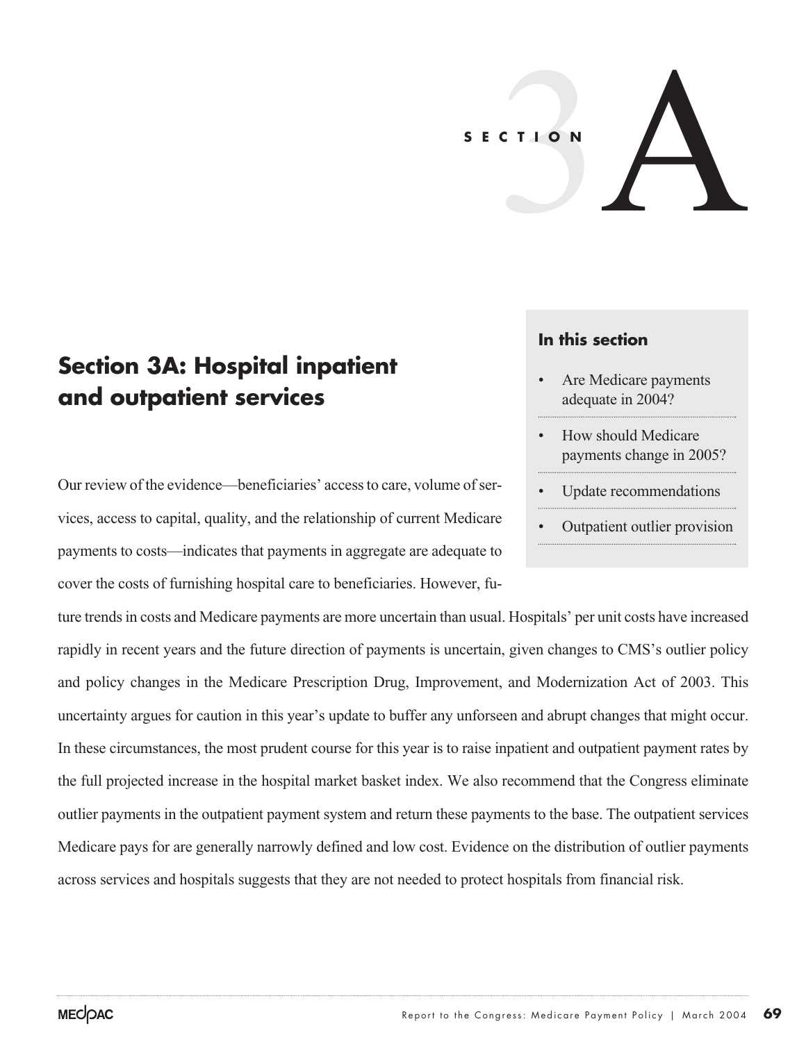SECTION 3A

# Section 3A: Hospital inpatient and outpatient services

**In this section**

- Are Medicare payments adequate in 2004?
- How should Medicare payments change in 2005?
- Update recommendations
- Outpatient outlier provision

Our review of the evidence—beneficiaries' access to care, volume of services, access to capital, quality, and the relationship of current Medicare payments to costs—indicates that payments in aggregate are adequate to cover the costs of furnishing hospital care to beneficiaries. However, future trends in costs and Medicare payments are more uncertain than usual. Hospitals' per unit costs have increased rapidly in recent years and the future direction of payments is uncertain, given changes to CMS's outlier policy and policy changes in the Medicare Prescription Drug, Improvement, and Modernization Act of 2003. This uncertainty argues for caution in this year's update to buffer any unforseen and abrupt changes that might occur. In these circumstances, the most prudent course for this year is to raise inpatient and outpatient payment rates by the full projected increase in the hospital market basket index. We also recommend that the Congress eliminate outlier payments in the outpatient payment system and return these payments to the base. The outpatient services Medicare pays for are generally narrowly defined and low cost. Evidence on the distribution of outlier payments across services and hospitals suggests that they are not needed to protect hospitals from financial risk.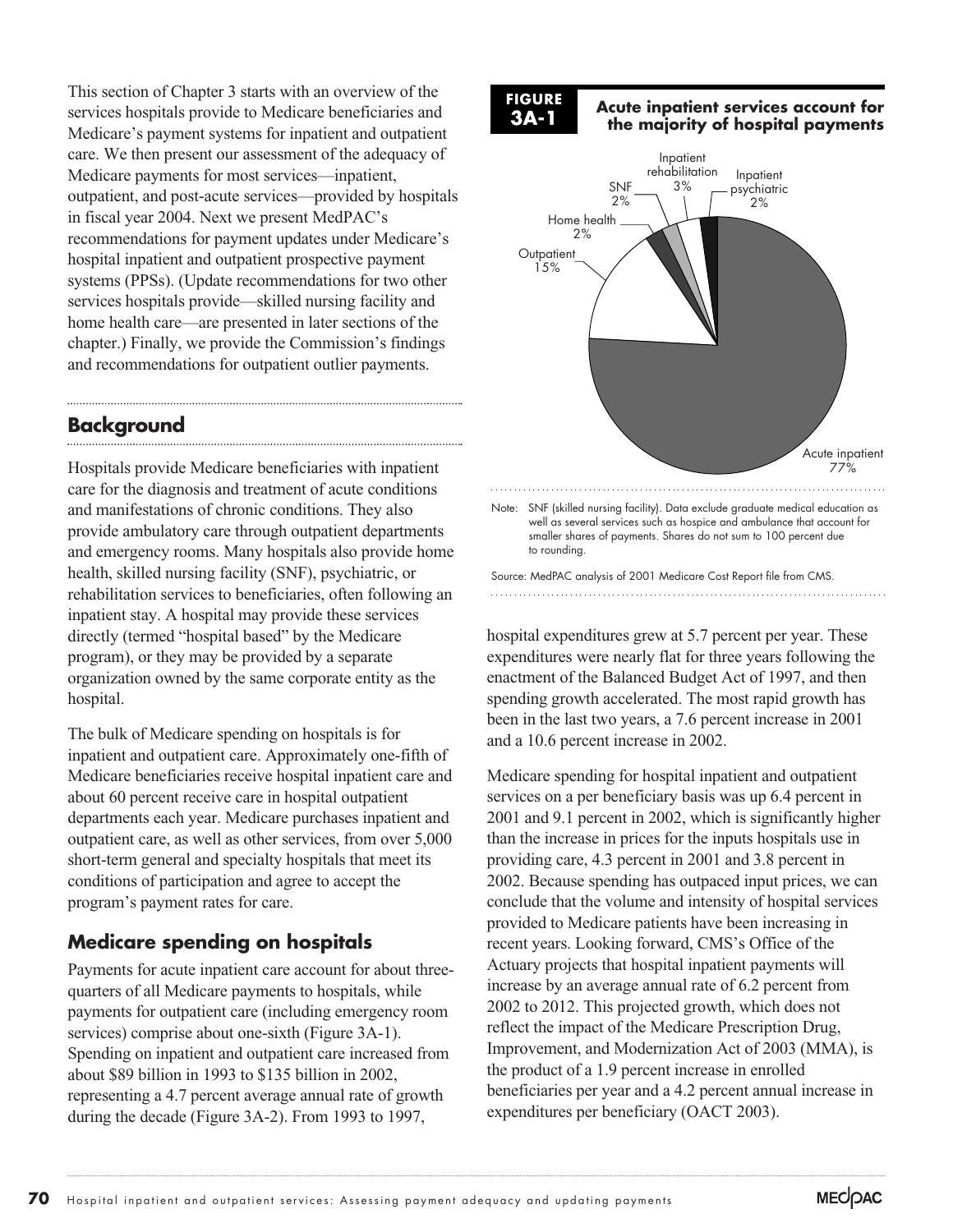This section of Chapter 3 starts with an overview of the services hospitals provide to Medicare beneficiaries and Medicare's payment systems for inpatient and outpatient care. We then present our assessment of the adequacy of Medicare payments for most services—inpatient, outpatient, and post-acute services—provided by hospitals in fiscal year 2004. Next we present MedPAC's recommendations for payment updates under Medicare's hospital inpatient and outpatient prospective payment systems (PPSs). (Update recommendations for two other services hospitals provide—skilled nursing facility and home health care—are presented in later sections of the chapter.) Finally, we provide the Commission's findings and recommendations for outpatient outlier payments.

## Background

Hospitals provide Medicare beneficiaries with inpatient care for the diagnosis and treatment of acute conditions and manifestations of chronic conditions. They also provide ambulatory care through outpatient departments and emergency rooms. Many hospitals also provide home health, skilled nursing facility (SNF), psychiatric, or rehabilitation services to beneficiaries, often following an inpatient stay. A hospital may provide these services directly (termed "hospital based" by the Medicare program), or they may be provided by a separate organization owned by the same corporate entity as the hospital.

The bulk of Medicare spending on hospitals is for inpatient and outpatient care. Approximately one-fifth of Medicare beneficiaries receive hospital inpatient care and about 60 percent receive care in hospital outpatient departments each year. Medicare purchases inpatient and outpatient care, as well as other services, from over 5,000 short-term general and specialty hospitals that meet its conditions of participation and agree to accept the program's payment rates for care.

### Medicare spending on hospitals

Payments for acute inpatient care account for about three-quarters of all Medicare payments to hospitals, while payments for outpatient care (including emergency room services) comprise about one-sixth (Figure 3A-1). Spending on inpatient and outpatient care increased from about $89 billion in 1993 to $135 billion in 2002, representing a 4.7 percent average annual rate of growth during the decade (Figure 3A-2). From 1993 to 1997, hospital expenditures grew at 5.7 percent per year. These expenditures were nearly flat for three years following the enactment of the Balanced Budget Act of 1997, and then spending growth accelerated. The most rapid growth has been in the last two years, a 7.6 percent increase in 2001 and a 10.6 percent increase in 2002.

Medicare spending for hospital inpatient and outpatient services on a per beneficiary basis was up 6.4 percent in 2001 and 9.1 percent in 2002, which is significantly higher than the increase in prices for the inputs hospitals use in providing care, 4.3 percent in 2001 and 3.8 percent in 2002. Because spending has outpaced input prices, we can conclude that the volume and intensity of hospital services provided to Medicare patients have been increasing in recent years. Looking forward, CMS's Office of the Actuary projects that hospital inpatient payments will increase by an average annual rate of 6.2 percent from 2002 to 2012. This projected growth, which does not reflect the impact of the Medicare Prescription Drug, Improvement, and Modernization Act of 2003 (MMA), is the product of a 1.9 percent increase in enrolled beneficiaries per year and a 4.2 percent annual increase in expenditures per beneficiary (OACT 2003).

**FIGURE 3A-1**

**Acute inpatient services account for the majority of hospital payments**

| Service | Share |
|---|---|
| Acute inpatient | 77% |
| Outpatient | 15% |
| Home health | 2% |
| SNF | 2% |
| Inpatient rehabilitation | 3% |
| Inpatient psychiatric | 2% |

Note: SNF (skilled nursing facility). Data exclude graduate medical education as well as several services such as hospice and ambulance that account for smaller shares of payments. Shares do not sum to 100 percent due to rounding.

Source: MedPAC analysis of 2001 Medicare Cost Report file from CMS.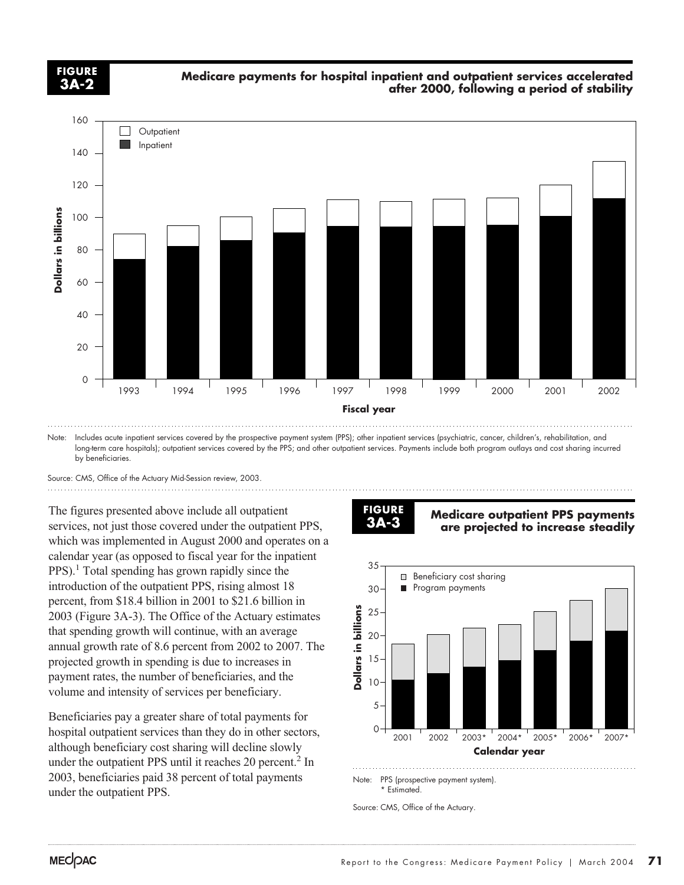**FIGURE 3A-2**

**Medicare payments for hospital inpatient and outpatient services accelerated after 2000, following a period of stability**

Note: Includes acute inpatient services covered by the prospective payment system (PPS); other inpatient services (psychiatric, cancer, children's, rehabilitation, and long-term care hospitals); outpatient services covered by the PPS; and other outpatient services. Payments include both program outlays and cost sharing incurred by beneficiaries.

Source: CMS, Office of the Actuary Mid-Session review, 2003.

The figures presented above include all outpatient services, not just those covered under the outpatient PPS, which was implemented in August 2000 and operates on a calendar year (as opposed to fiscal year for the inpatient PPS).[1] Total spending has grown rapidly since the introduction of the outpatient PPS, rising almost 18 percent, from $18.4 billion in 2001 to $21.6 billion in 2003 (Figure 3A-3). The Office of the Actuary estimates that spending growth will continue, with an average annual growth rate of 8.6 percent from 2002 to 2007. The projected growth in spending is due to increases in payment rates, the number of beneficiaries, and the volume and intensity of services per beneficiary.

Beneficiaries pay a greater share of total payments for hospital outpatient services than they do in other sectors, although beneficiary cost sharing will decline slowly under the outpatient PPS until it reaches 20 percent.[2] In 2003, beneficiaries paid 38 percent of total payments under the outpatient PPS.

**FIGURE 3A-3**

**Medicare outpatient PPS payments are projected to increase steadily**

Note: PPS (prospective payment system).
* Estimated.

Source: CMS, Office of the Actuary.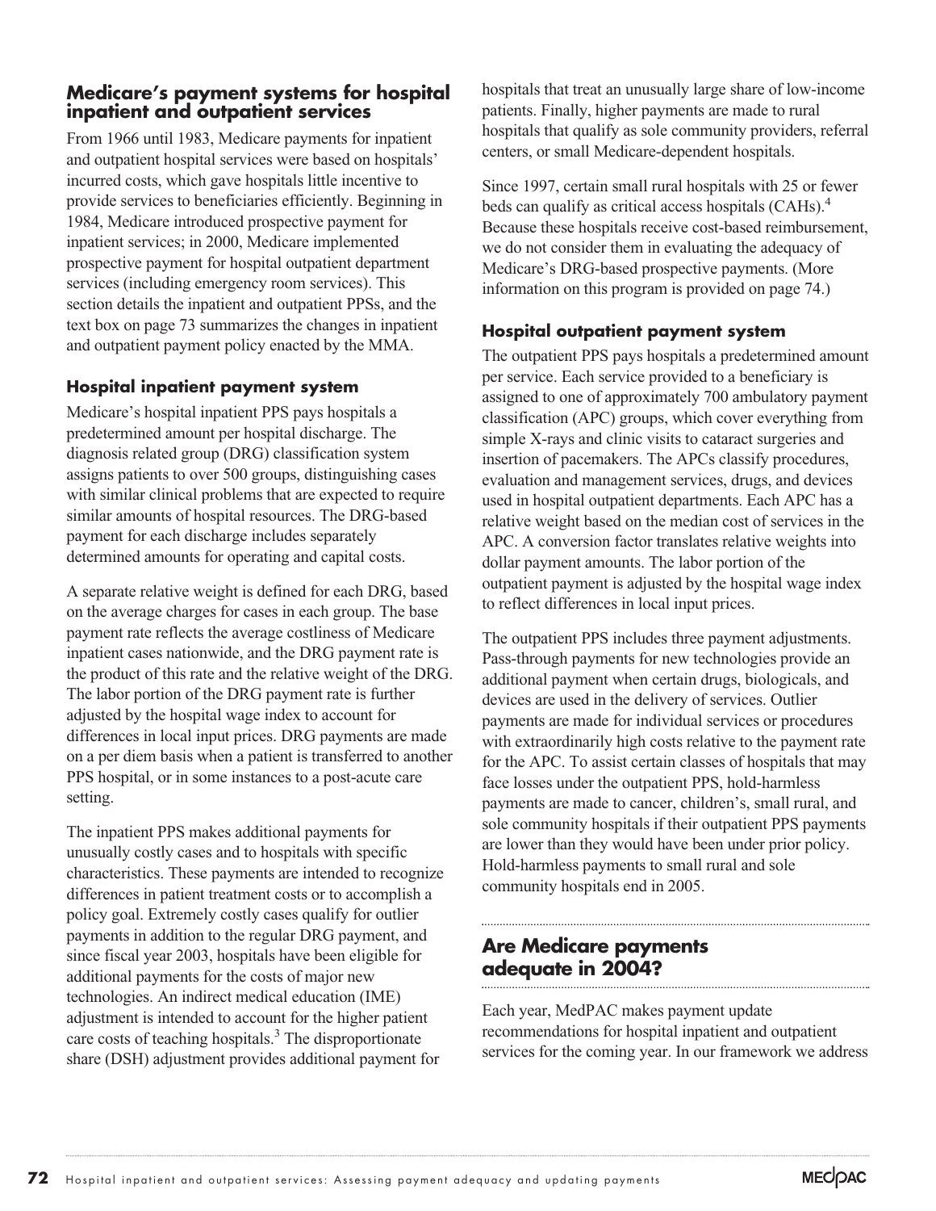## Medicare's payment systems for hospital inpatient and outpatient services

From 1966 until 1983, Medicare payments for inpatient and outpatient hospital services were based on hospitals' incurred costs, which gave hospitals little incentive to provide services to beneficiaries efficiently. Beginning in 1984, Medicare introduced prospective payment for inpatient services; in 2000, Medicare implemented prospective payment for hospital outpatient department services (including emergency room services). This section details the inpatient and outpatient PPSs, and the text box on page 73 summarizes the changes in inpatient and outpatient payment policy enacted by the MMA.

### Hospital inpatient payment system

Medicare's hospital inpatient PPS pays hospitals a predetermined amount per hospital discharge. The diagnosis related group (DRG) classification system assigns patients to over 500 groups, distinguishing cases with similar clinical problems that are expected to require similar amounts of hospital resources. The DRG-based payment for each discharge includes separately determined amounts for operating and capital costs.

A separate relative weight is defined for each DRG, based on the average charges for cases in each group. The base payment rate reflects the average costliness of Medicare inpatient cases nationwide, and the DRG payment rate is the product of this rate and the relative weight of the DRG. The labor portion of the DRG payment rate is further adjusted by the hospital wage index to account for differences in local input prices. DRG payments are made on a per diem basis when a patient is transferred to another PPS hospital, or in some instances to a post-acute care setting.

The inpatient PPS makes additional payments for unusually costly cases and to hospitals with specific characteristics. These payments are intended to recognize differences in patient treatment costs or to accomplish a policy goal. Extremely costly cases qualify for outlier payments in addition to the regular DRG payment, and since fiscal year 2003, hospitals have been eligible for additional payments for the costs of major new technologies. An indirect medical education (IME) adjustment is intended to account for the higher patient care costs of teaching hospitals.[3] The disproportionate share (DSH) adjustment provides additional payment for hospitals that treat an unusually large share of low-income patients. Finally, higher payments are made to rural hospitals that qualify as sole community providers, referral centers, or small Medicare-dependent hospitals.

Since 1997, certain small rural hospitals with 25 or fewer beds can qualify as critical access hospitals (CAHs).[4] Because these hospitals receive cost-based reimbursement, we do not consider them in evaluating the adequacy of Medicare's DRG-based prospective payments. (More information on this program is provided on page 74.)

### Hospital outpatient payment system

The outpatient PPS pays hospitals a predetermined amount per service. Each service provided to a beneficiary is assigned to one of approximately 700 ambulatory payment classification (APC) groups, which cover everything from simple X-rays and clinic visits to cataract surgeries and insertion of pacemakers. The APCs classify procedures, evaluation and management services, drugs, and devices used in hospital outpatient departments. Each APC has a relative weight based on the median cost of services in the APC. A conversion factor translates relative weights into dollar payment amounts. The labor portion of the outpatient payment is adjusted by the hospital wage index to reflect differences in local input prices.

The outpatient PPS includes three payment adjustments. Pass-through payments for new technologies provide an additional payment when certain drugs, biologicals, and devices are used in the delivery of services. Outlier payments are made for individual services or procedures with extraordinarily high costs relative to the payment rate for the APC. To assist certain classes of hospitals that may face losses under the outpatient PPS, hold-harmless payments are made to cancer, children's, small rural, and sole community hospitals if their outpatient PPS payments are lower than they would have been under prior policy. Hold-harmless payments to small rural and sole community hospitals end in 2005.

## Are Medicare payments adequate in 2004?

Each year, MedPAC makes payment update recommendations for hospital inpatient and outpatient services for the coming year. In our framework we address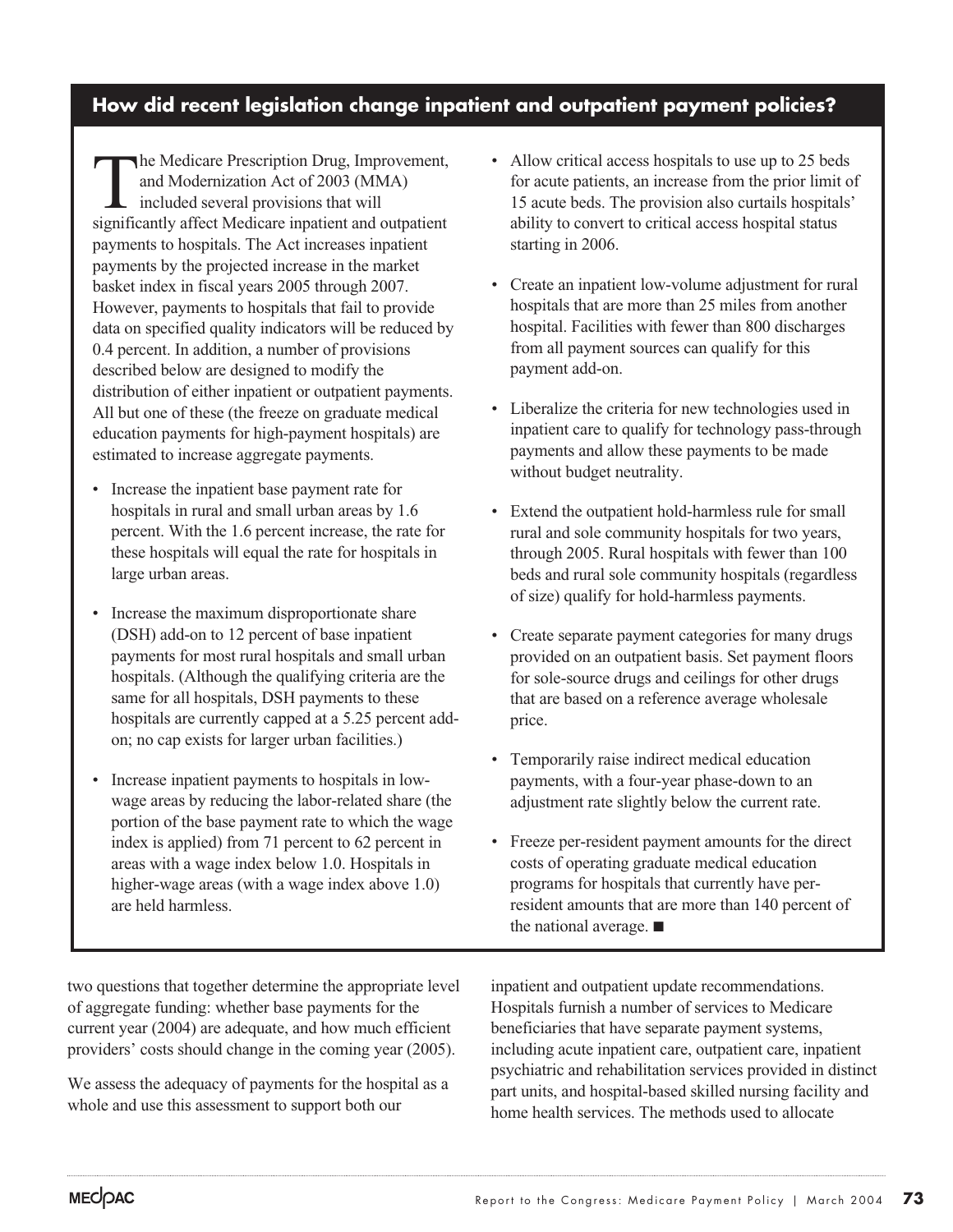## How did recent legislation change inpatient and outpatient payment policies?

The Medicare Prescription Drug, Improvement, and Modernization Act of 2003 (MMA) included several provisions that will significantly affect Medicare inpatient and outpatient payments to hospitals. The Act increases inpatient payments by the projected increase in the market basket index in fiscal years 2005 through 2007. However, payments to hospitals that fail to provide data on specified quality indicators will be reduced by 0.4 percent. In addition, a number of provisions described below are designed to modify the distribution of either inpatient or outpatient payments. All but one of these (the freeze on graduate medical education payments for high-payment hospitals) are estimated to increase aggregate payments.

- Increase the inpatient base payment rate for hospitals in rural and small urban areas by 1.6 percent. With the 1.6 percent increase, the rate for these hospitals will equal the rate for hospitals in large urban areas.
- Increase the maximum disproportionate share (DSH) add-on to 12 percent of base inpatient payments for most rural hospitals and small urban hospitals. (Although the qualifying criteria are the same for all hospitals, DSH payments to these hospitals are currently capped at a 5.25 percent add-on; no cap exists for larger urban facilities.)
- Increase inpatient payments to hospitals in low-wage areas by reducing the labor-related share (the portion of the base payment rate to which the wage index is applied) from 71 percent to 62 percent in areas with a wage index below 1.0. Hospitals in higher-wage areas (with a wage index above 1.0) are held harmless.
- Allow critical access hospitals to use up to 25 beds for acute patients, an increase from the prior limit of 15 acute beds. The provision also curtails hospitals' ability to convert to critical access hospital status starting in 2006.
- Create an inpatient low-volume adjustment for rural hospitals that are more than 25 miles from another hospital. Facilities with fewer than 800 discharges from all payment sources can qualify for this payment add-on.
- Liberalize the criteria for new technologies used in inpatient care to qualify for technology pass-through payments and allow these payments to be made without budget neutrality.
- Extend the outpatient hold-harmless rule for small rural and sole community hospitals for two years, through 2005. Rural hospitals with fewer than 100 beds and rural sole community hospitals (regardless of size) qualify for hold-harmless payments.
- Create separate payment categories for many drugs provided on an outpatient basis. Set payment floors for sole-source drugs and ceilings for other drugs that are based on a reference average wholesale price.
- Temporarily raise indirect medical education payments, with a four-year phase-down to an adjustment rate slightly below the current rate.
- Freeze per-resident payment amounts for the direct costs of operating graduate medical education programs for hospitals that currently have per-resident amounts that are more than 140 percent of the national average. ■

two questions that together determine the appropriate level of aggregate funding: whether base payments for the current year (2004) are adequate, and how much efficient providers' costs should change in the coming year (2005).

We assess the adequacy of payments for the hospital as a whole and use this assessment to support both our inpatient and outpatient update recommendations. Hospitals furnish a number of services to Medicare beneficiaries that have separate payment systems, including acute inpatient care, outpatient care, inpatient psychiatric and rehabilitation services provided in distinct part units, and hospital-based skilled nursing facility and home health services. The methods used to allocate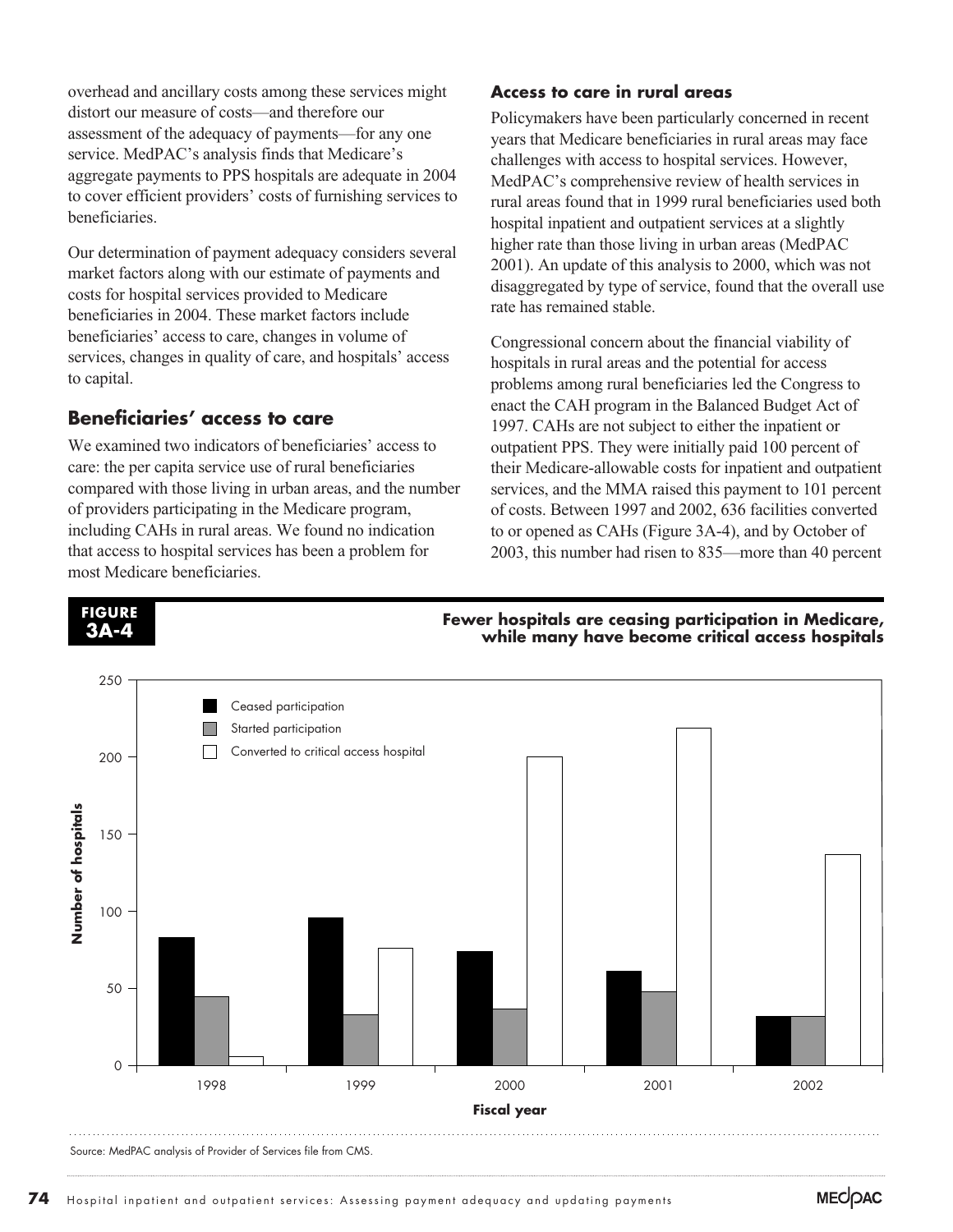overhead and ancillary costs among these services might distort our measure of costs—and therefore our assessment of the adequacy of payments—for any one service. MedPAC's analysis finds that Medicare's aggregate payments to PPS hospitals are adequate in 2004 to cover efficient providers' costs of furnishing services to beneficiaries.

Our determination of payment adequacy considers several market factors along with our estimate of payments and costs for hospital services provided to Medicare beneficiaries in 2004. These market factors include beneficiaries' access to care, changes in volume of services, changes in quality of care, and hospitals' access to capital.

## Beneficiaries' access to care

We examined two indicators of beneficiaries' access to care: the per capita service use of rural beneficiaries compared with those living in urban areas, and the number of providers participating in the Medicare program, including CAHs in rural areas. We found no indication that access to hospital services has been a problem for most Medicare beneficiaries.

### Access to care in rural areas

Policymakers have been particularly concerned in recent years that Medicare beneficiaries in rural areas may face challenges with access to hospital services. However, MedPAC's comprehensive review of health services in rural areas found that in 1999 rural beneficiaries used both hospital inpatient and outpatient services at a slightly higher rate than those living in urban areas (MedPAC 2001). An update of this analysis to 2000, which was not disaggregated by type of service, found that the overall use rate has remained stable.

Congressional concern about the financial viability of hospitals in rural areas and the potential for access problems among rural beneficiaries led the Congress to enact the CAH program in the Balanced Budget Act of 1997. CAHs are not subject to either the inpatient or outpatient PPS. They were initially paid 100 percent of their Medicare-allowable costs for inpatient and outpatient services, and the MMA raised this payment to 101 percent of costs. Between 1997 and 2002, 636 facilities converted to or opened as CAHs (Figure 3A-4), and by October of 2003, this number had risen to 835—more than 40 percent

**FIGURE 3A-4**

**Fewer hospitals are ceasing participation in Medicare, while many have become critical access hospitals**

| Fiscal year | Ceased participation | Started participation | Converted to critical access hospital |
|---|---|---|---|
| 1998 | 83 | 45 | 6 |
| 1999 | 96 | 33 | 76 |
| 2000 | 74 | 37 | 200 |
| 2001 | 61 | 48 | 219 |
| 2002 | 32 | 32 | 137 |

Source: MedPAC analysis of Provider of Services file from CMS.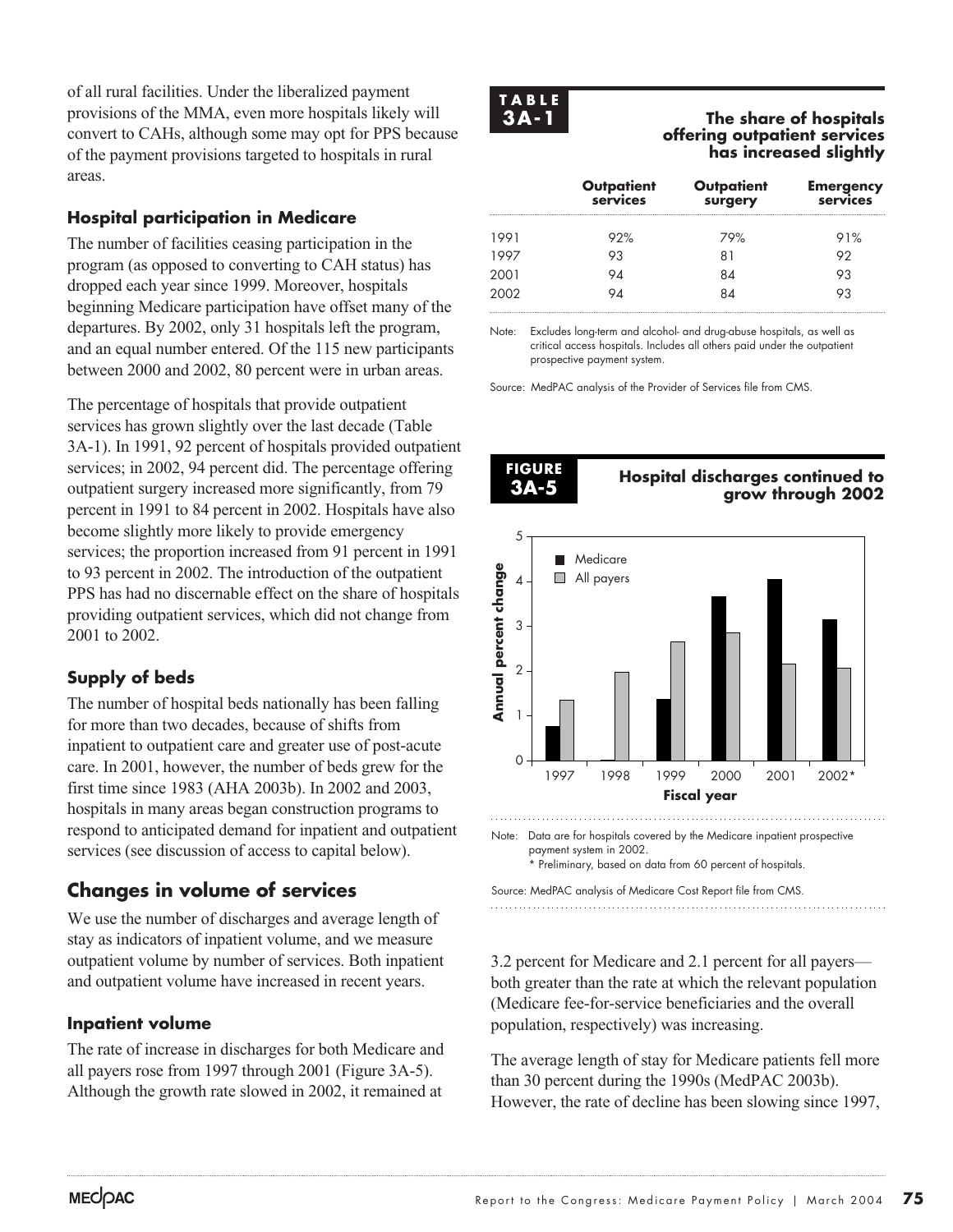of all rural facilities. Under the liberalized payment provisions of the MMA, even more hospitals likely will convert to CAHs, although some may opt for PPS because of the payment provisions targeted to hospitals in rural areas.

### Hospital participation in Medicare

The number of facilities ceasing participation in the program (as opposed to converting to CAH status) has dropped each year since 1999. Moreover, hospitals beginning Medicare participation have offset many of the departures. By 2002, only 31 hospitals left the program, and an equal number entered. Of the 115 new participants between 2000 and 2002, 80 percent were in urban areas.

The percentage of hospitals that provide outpatient services has grown slightly over the last decade (Table 3A-1). In 1991, 92 percent of hospitals provided outpatient services; in 2002, 94 percent did. The percentage offering outpatient surgery increased more significantly, from 79 percent in 1991 to 84 percent in 2002. Hospitals have also become slightly more likely to provide emergency services; the proportion increased from 91 percent in 1991 to 93 percent in 2002. The introduction of the outpatient PPS has had no discernable effect on the share of hospitals providing outpatient services, which did not change from 2001 to 2002.

**TABLE 3A-1** **The share of hospitals offering outpatient services has increased slightly**

| | Outpatient services | Outpatient surgery | Emergency services |
|---|---|---|---|
| 1991 | 92% | 79% | 91% |
| 1997 | 93 | 81 | 92 |
| 2001 | 94 | 84 | 93 |
| 2002 | 94 | 84 | 93 |

Note: Excludes long-term and alcohol- and drug-abuse hospitals, as well as critical access hospitals. Includes all others paid under the outpatient prospective payment system.

Source: MedPAC analysis of the Provider of Services file from CMS.

### Supply of beds

The number of hospital beds nationally has been falling for more than two decades, because of shifts from inpatient to outpatient care and greater use of post-acute care. In 2001, however, the number of beds grew for the first time since 1983 (AHA 2003b). In 2002 and 2003, hospitals in many areas began construction programs to respond to anticipated demand for inpatient and outpatient services (see discussion of access to capital below).

## Changes in volume of services

We use the number of discharges and average length of stay as indicators of inpatient volume, and we measure outpatient volume by number of services. Both inpatient and outpatient volume have increased in recent years.

### Inpatient volume

The rate of increase in discharges for both Medicare and all payers rose from 1997 through 2001 (Figure 3A-5). Although the growth rate slowed in 2002, it remained at 3.2 percent for Medicare and 2.1 percent for all payers—both greater than the rate at which the relevant population (Medicare fee-for-service beneficiaries and the overall population, respectively) was increasing.

**FIGURE 3A-5** **Hospital discharges continued to grow through 2002**

Note: Data are for hospitals covered by the Medicare inpatient prospective payment system in 2002.
\* Preliminary, based on data from 60 percent of hospitals.

Source: MedPAC analysis of Medicare Cost Report file from CMS.

The average length of stay for Medicare patients fell more than 30 percent during the 1990s (MedPAC 2003b). However, the rate of decline has been slowing since 1997,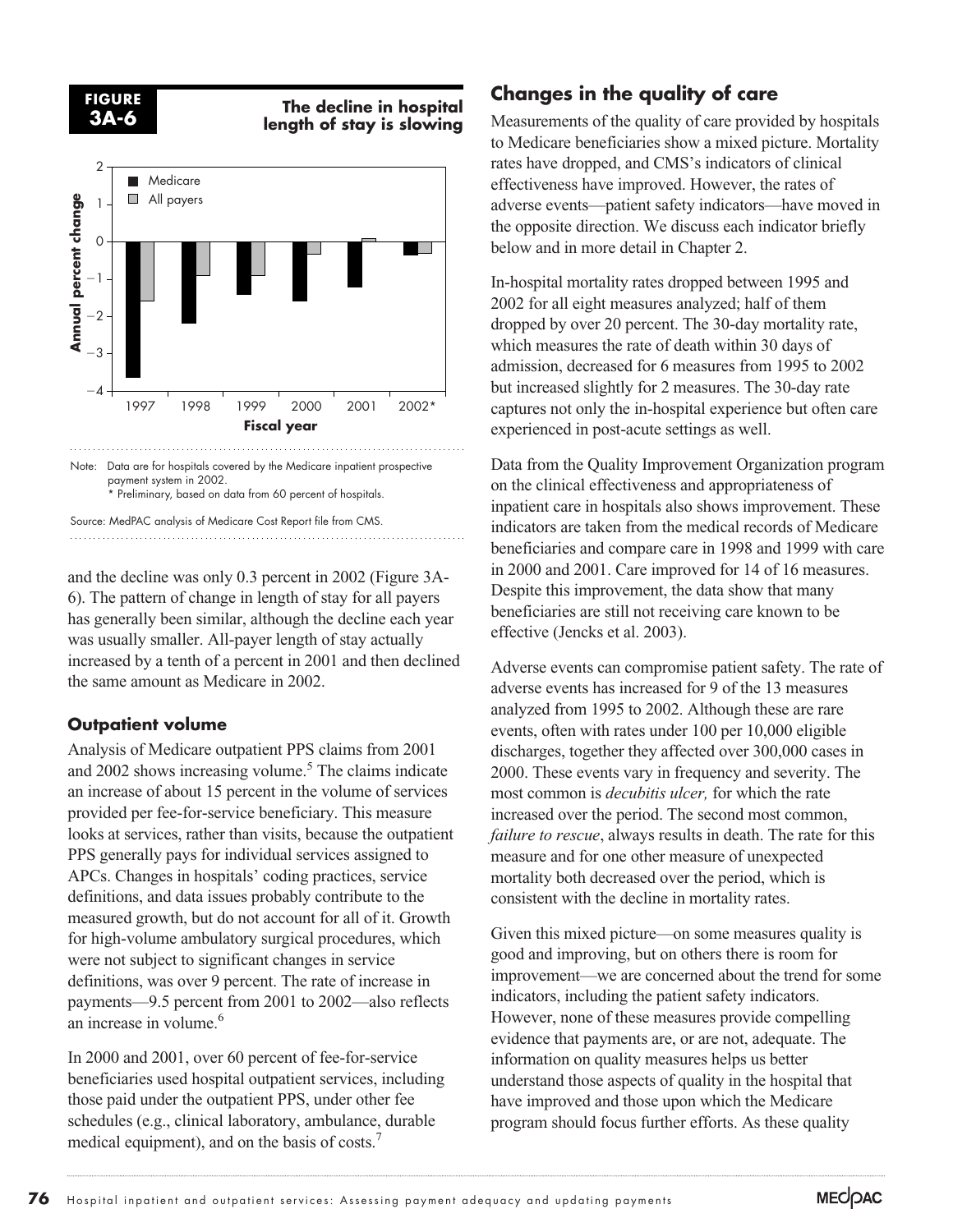**FIGURE 3A-6** **The decline in hospital length of stay is slowing**

Note: Data are for hospitals covered by the Medicare inpatient prospective payment system in 2002.
\* Preliminary, based on data from 60 percent of hospitals.

Source: MedPAC analysis of Medicare Cost Report file from CMS.

and the decline was only 0.3 percent in 2002 (Figure 3A-6). The pattern of change in length of stay for all payers has generally been similar, although the decline each year was usually smaller. All-payer length of stay actually increased by a tenth of a percent in 2001 and then declined the same amount as Medicare in 2002.

### Outpatient volume

Analysis of Medicare outpatient PPS claims from 2001 and 2002 shows increasing volume.[5] The claims indicate an increase of about 15 percent in the volume of services provided per fee-for-service beneficiary. This measure looks at services, rather than visits, because the outpatient PPS generally pays for individual services assigned to APCs. Changes in hospitals' coding practices, service definitions, and data issues probably contribute to the measured growth, but do not account for all of it. Growth for high-volume ambulatory surgical procedures, which were not subject to significant changes in service definitions, was over 9 percent. The rate of increase in payments—9.5 percent from 2001 to 2002—also reflects an increase in volume.[6]

In 2000 and 2001, over 60 percent of fee-for-service beneficiaries used hospital outpatient services, including those paid under the outpatient PPS, under other fee schedules (e.g., clinical laboratory, ambulance, durable medical equipment), and on the basis of costs.[7]

## Changes in the quality of care

Measurements of the quality of care provided by hospitals to Medicare beneficiaries show a mixed picture. Mortality rates have dropped, and CMS's indicators of clinical effectiveness have improved. However, the rates of adverse events—patient safety indicators—have moved in the opposite direction. We discuss each indicator briefly below and in more detail in Chapter 2.

In-hospital mortality rates dropped between 1995 and 2002 for all eight measures analyzed; half of them dropped by over 20 percent. The 30-day mortality rate, which measures the rate of death within 30 days of admission, decreased for 6 measures from 1995 to 2002 but increased slightly for 2 measures. The 30-day rate captures not only the in-hospital experience but often care experienced in post-acute settings as well.

Data from the Quality Improvement Organization program on the clinical effectiveness and appropriateness of inpatient care in hospitals also shows improvement. These indicators are taken from the medical records of Medicare beneficiaries and compare care in 1998 and 1999 with care in 2000 and 2001. Care improved for 14 of 16 measures. Despite this improvement, the data show that many beneficiaries are still not receiving care known to be effective (Jencks et al. 2003).

Adverse events can compromise patient safety. The rate of adverse events has increased for 9 of the 13 measures analyzed from 1995 to 2002. Although these are rare events, often with rates under 100 per 10,000 eligible discharges, together they affected over 300,000 cases in 2000. These events vary in frequency and severity. The most common is *decubitis ulcer,* for which the rate increased over the period. The second most common, *failure to rescue*, always results in death. The rate for this measure and for one other measure of unexpected mortality both decreased over the period, which is consistent with the decline in mortality rates.

Given this mixed picture—on some measures quality is good and improving, but on others there is room for improvement—we are concerned about the trend for some indicators, including the patient safety indicators. However, none of these measures provide compelling evidence that payments are, or are not, adequate. The information on quality measures helps us better understand those aspects of quality in the hospital that have improved and those upon which the Medicare program should focus further efforts. As these quality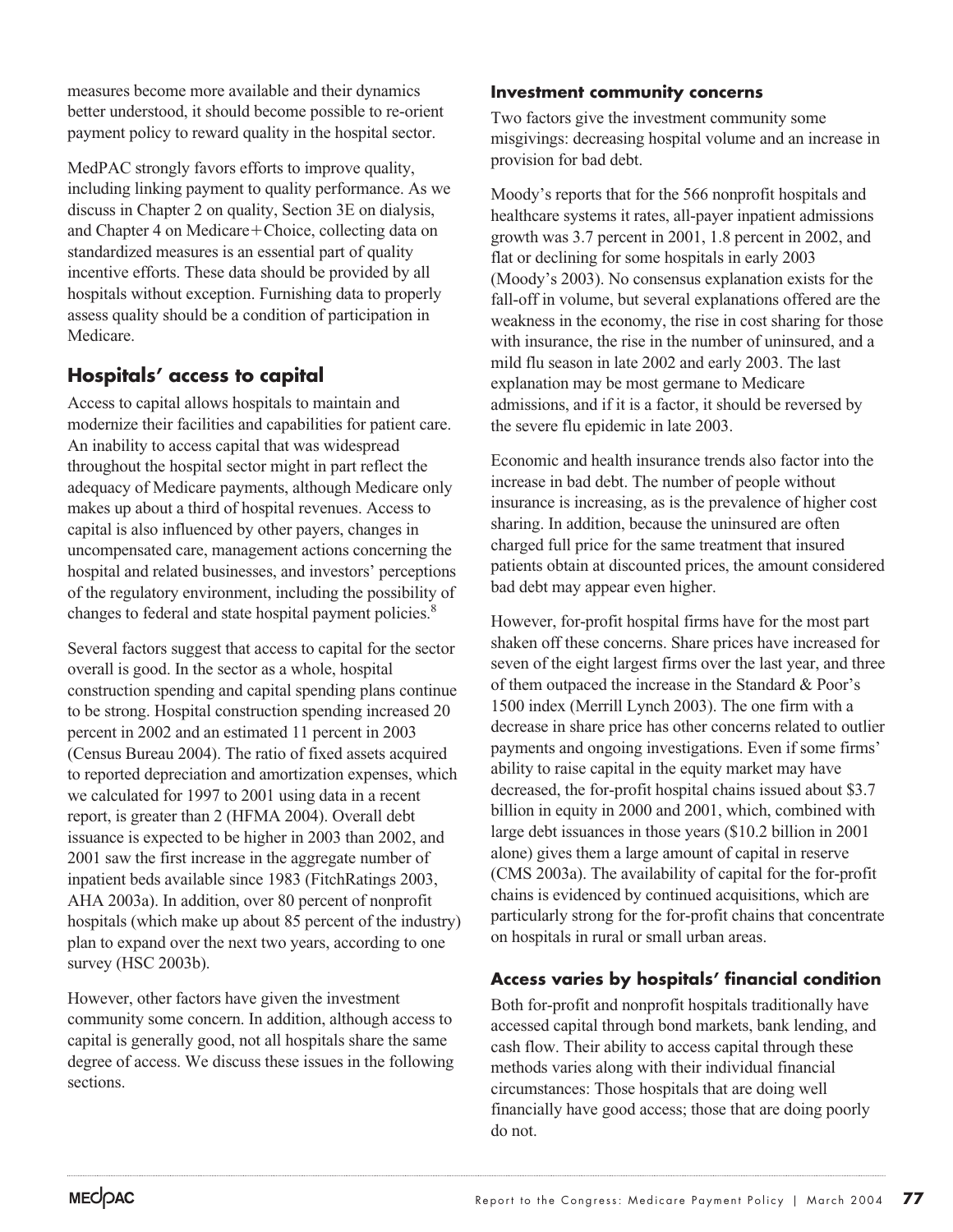measures become more available and their dynamics better understood, it should become possible to re-orient payment policy to reward quality in the hospital sector.

MedPAC strongly favors efforts to improve quality, including linking payment to quality performance. As we discuss in Chapter 2 on quality, Section 3E on dialysis, and Chapter 4 on Medicare+Choice, collecting data on standardized measures is an essential part of quality incentive efforts. These data should be provided by all hospitals without exception. Furnishing data to properly assess quality should be a condition of participation in Medicare.

## Hospitals' access to capital

Access to capital allows hospitals to maintain and modernize their facilities and capabilities for patient care. An inability to access capital that was widespread throughout the hospital sector might in part reflect the adequacy of Medicare payments, although Medicare only makes up about a third of hospital revenues. Access to capital is also influenced by other payers, changes in uncompensated care, management actions concerning the hospital and related businesses, and investors' perceptions of the regulatory environment, including the possibility of changes to federal and state hospital payment policies.[8]

Several factors suggest that access to capital for the sector overall is good. In the sector as a whole, hospital construction spending and capital spending plans continue to be strong. Hospital construction spending increased 20 percent in 2002 and an estimated 11 percent in 2003 (Census Bureau 2004). The ratio of fixed assets acquired to reported depreciation and amortization expenses, which we calculated for 1997 to 2001 using data in a recent report, is greater than 2 (HFMA 2004). Overall debt issuance is expected to be higher in 2003 than 2002, and 2001 saw the first increase in the aggregate number of inpatient beds available since 1983 (FitchRatings 2003, AHA 2003a). In addition, over 80 percent of nonprofit hospitals (which make up about 85 percent of the industry) plan to expand over the next two years, according to one survey (HSC 2003b).

However, other factors have given the investment community some concern. In addition, although access to capital is generally good, not all hospitals share the same degree of access. We discuss these issues in the following sections.

### Investment community concerns

Two factors give the investment community some misgivings: decreasing hospital volume and an increase in provision for bad debt.

Moody's reports that for the 566 nonprofit hospitals and healthcare systems it rates, all-payer inpatient admissions growth was 3.7 percent in 2001, 1.8 percent in 2002, and flat or declining for some hospitals in early 2003 (Moody's 2003). No consensus explanation exists for the fall-off in volume, but several explanations offered are the weakness in the economy, the rise in cost sharing for those with insurance, the rise in the number of uninsured, and a mild flu season in late 2002 and early 2003. The last explanation may be most germane to Medicare admissions, and if it is a factor, it should be reversed by the severe flu epidemic in late 2003.

Economic and health insurance trends also factor into the increase in bad debt. The number of people without insurance is increasing, as is the prevalence of higher cost sharing. In addition, because the uninsured are often charged full price for the same treatment that insured patients obtain at discounted prices, the amount considered bad debt may appear even higher.

However, for-profit hospital firms have for the most part shaken off these concerns. Share prices have increased for seven of the eight largest firms over the last year, and three of them outpaced the increase in the Standard & Poor's 1500 index (Merrill Lynch 2003). The one firm with a decrease in share price has other concerns related to outlier payments and ongoing investigations. Even if some firms' ability to raise capital in the equity market may have decreased, the for-profit hospital chains issued about $3.7 billion in equity in 2000 and 2001, which, combined with large debt issuances in those years ($10.2 billion in 2001 alone) gives them a large amount of capital in reserve (CMS 2003a). The availability of capital for the for-profit chains is evidenced by continued acquisitions, which are particularly strong for the for-profit chains that concentrate on hospitals in rural or small urban areas.

### Access varies by hospitals' financial condition

Both for-profit and nonprofit hospitals traditionally have accessed capital through bond markets, bank lending, and cash flow. Their ability to access capital through these methods varies along with their individual financial circumstances: Those hospitals that are doing well financially have good access; those that are doing poorly do not.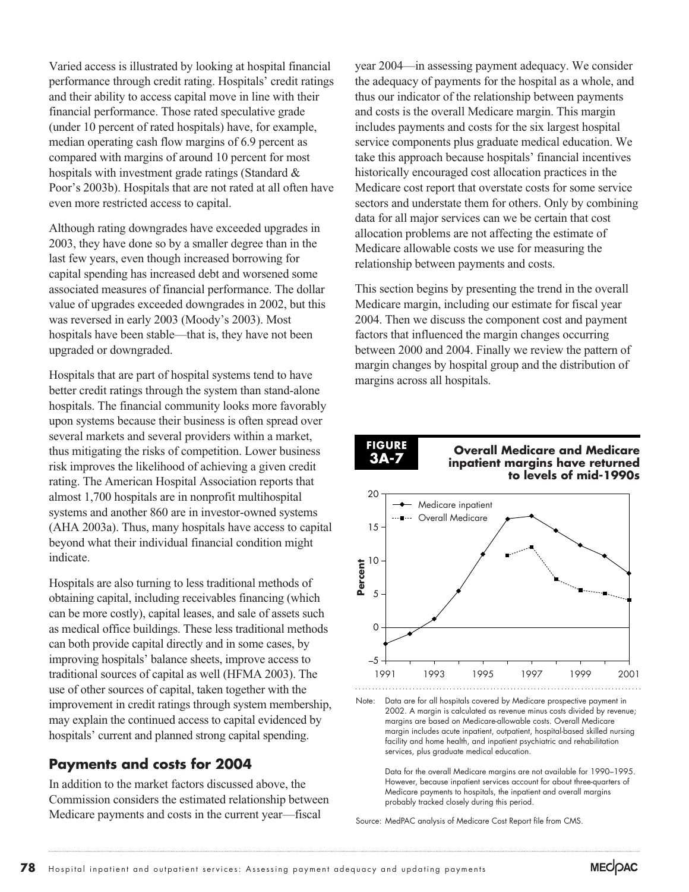Varied access is illustrated by looking at hospital financial performance through credit rating. Hospitals' credit ratings and their ability to access capital move in line with their financial performance. Those rated speculative grade (under 10 percent of rated hospitals) have, for example, median operating cash flow margins of 6.9 percent as compared with margins of around 10 percent for most hospitals with investment grade ratings (Standard & Poor's 2003b). Hospitals that are not rated at all often have even more restricted access to capital.

Although rating downgrades have exceeded upgrades in 2003, they have done so by a smaller degree than in the last few years, even though increased borrowing for capital spending has increased debt and worsened some associated measures of financial performance. The dollar value of upgrades exceeded downgrades in 2002, but this was reversed in early 2003 (Moody's 2003). Most hospitals have been stable—that is, they have not been upgraded or downgraded.

Hospitals that are part of hospital systems tend to have better credit ratings through the system than stand-alone hospitals. The financial community looks more favorably upon systems because their business is often spread over several markets and several providers within a market, thus mitigating the risks of competition. Lower business risk improves the likelihood of achieving a given credit rating. The American Hospital Association reports that almost 1,700 hospitals are in nonprofit multihospital systems and another 860 are in investor-owned systems (AHA 2003a). Thus, many hospitals have access to capital beyond what their individual financial condition might indicate.

Hospitals are also turning to less traditional methods of obtaining capital, including receivables financing (which can be more costly), capital leases, and sale of assets such as medical office buildings. These less traditional methods can both provide capital directly and in some cases, by improving hospitals' balance sheets, improve access to traditional sources of capital as well (HFMA 2003). The use of other sources of capital, taken together with the improvement in credit ratings through system membership, may explain the continued access to capital evidenced by hospitals' current and planned strong capital spending.

## Payments and costs for 2004

In addition to the market factors discussed above, the Commission considers the estimated relationship between Medicare payments and costs in the current year—fiscal year 2004—in assessing payment adequacy. We consider the adequacy of payments for the hospital as a whole, and thus our indicator of the relationship between payments and costs is the overall Medicare margin. This margin includes payments and costs for the six largest hospital service components plus graduate medical education. We take this approach because hospitals' financial incentives historically encouraged cost allocation practices in the Medicare cost report that overstate costs for some service sectors and understate them for others. Only by combining data for all major services can we be certain that cost allocation problems are not affecting the estimate of Medicare allowable costs we use for measuring the relationship between payments and costs.

This section begins by presenting the trend in the overall Medicare margin, including our estimate for fiscal year 2004. Then we discuss the component cost and payment factors that influenced the margin changes occurring between 2000 and 2004. Finally we review the pattern of margin changes by hospital group and the distribution of margins across all hospitals.

**FIGURE 3A-7**

**Overall Medicare and Medicare inpatient margins have returned to levels of mid-1990s**

Note: Data are for all hospitals covered by Medicare prospective payment in 2002. A margin is calculated as revenue minus costs divided by revenue; margins are based on Medicare-allowable costs. Overall Medicare margin includes acute inpatient, outpatient, hospital-based skilled nursing facility and home health, and inpatient psychiatric and rehabilitation services, plus graduate medical education.

Data for the overall Medicare margins are not available for 1990–1995. However, because inpatient services account for about three-quarters of Medicare payments to hospitals, the inpatient and overall margins probably tracked closely during this period.

Source: MedPAC analysis of Medicare Cost Report file from CMS.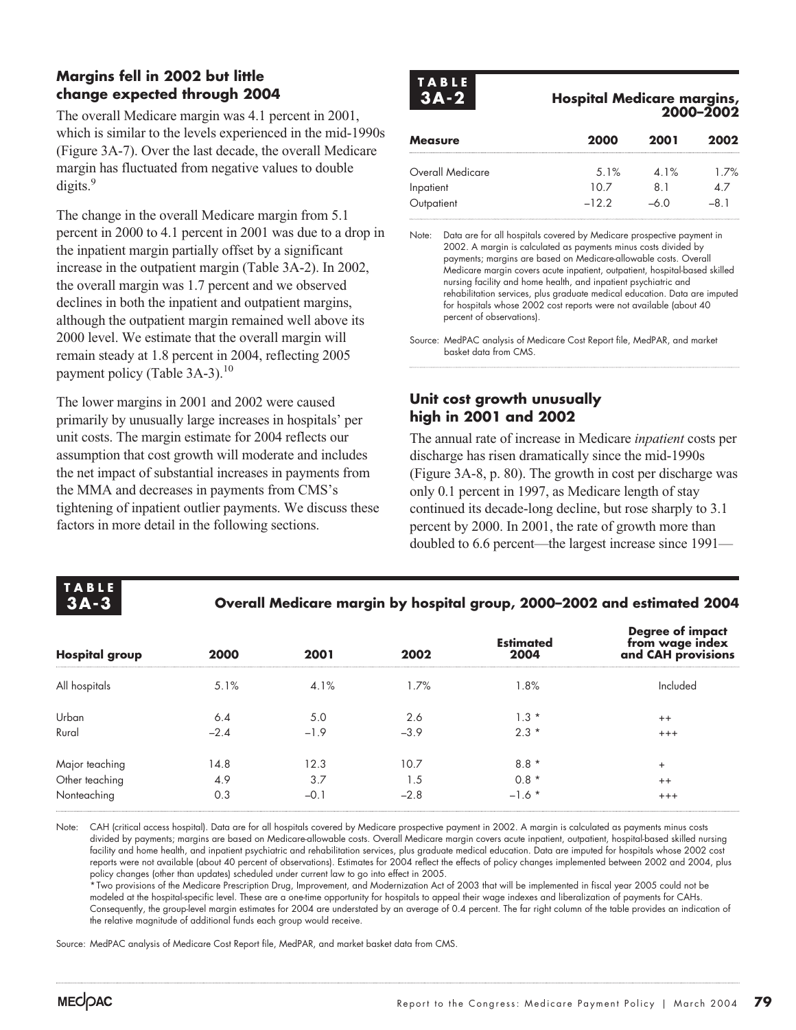### Margins fell in 2002 but little change expected through 2004

The overall Medicare margin was 4.1 percent in 2001, which is similar to the levels experienced in the mid-1990s (Figure 3A-7). Over the last decade, the overall Medicare margin has fluctuated from negative values to double digits.[9]

The change in the overall Medicare margin from 5.1 percent in 2000 to 4.1 percent in 2001 was due to a drop in the inpatient margin partially offset by a significant increase in the outpatient margin (Table 3A-2). In 2002, the overall margin was 1.7 percent and we observed declines in both the inpatient and outpatient margins, although the outpatient margin remained well above its 2000 level. We estimate that the overall margin will remain steady at 1.8 percent in 2004, reflecting 2005 payment policy (Table 3A-3).[10]

The lower margins in 2001 and 2002 were caused primarily by unusually large increases in hospitals' per unit costs. The margin estimate for 2004 reflects our assumption that cost growth will moderate and includes the net impact of substantial increases in payments from the MMA and decreases in payments from CMS's tightening of inpatient outlier payments. We discuss these factors in more detail in the following sections.

**TABLE 3A-2**

**Hospital Medicare margins, 2000–2002**

| Measure | 2000 | 2001 | 2002 |
|---|---|---|---|
| Overall Medicare | 5.1% | 4.1% | 1.7% |
| Inpatient | 10.7 | 8.1 | 4.7 |
| Outpatient | –12.2 | –6.0 | –8.1 |

Note: Data are for all hospitals covered by Medicare prospective payment in 2002. A margin is calculated as payments minus costs divided by payments; margins are based on Medicare-allowable costs. Overall Medicare margin covers acute inpatient, outpatient, hospital-based skilled nursing facility and home health, and inpatient psychiatric and rehabilitation services, plus graduate medical education. Data are imputed for hospitals whose 2002 cost reports were not available (about 40 percent of observations).

Source: MedPAC analysis of Medicare Cost Report file, MedPAR, and market basket data from CMS.

### Unit cost growth unusually high in 2001 and 2002

The annual rate of increase in Medicare *inpatient* costs per discharge has risen dramatically since the mid-1990s (Figure 3A-8, p. 80). The growth in cost per discharge was only 0.1 percent in 1997, as Medicare length of stay continued its decade-long decline, but rose sharply to 3.1 percent by 2000. In 2001, the rate of growth more than doubled to 6.6 percent—the largest increase since 1991—

**TABLE 3A-3**

**Overall Medicare margin by hospital group, 2000–2002 and estimated 2004**

| Hospital group | 2000 | 2001 | 2002 | Estimated 2004 | Degree of impact from wage index and CAH provisions |
|---|---|---|---|---|---|
| All hospitals | 5.1% | 4.1% | 1.7% | 1.8% | Included |
| Urban | 6.4 | 5.0 | 2.6 | 1.3 * | ++ |
| Rural | –2.4 | –1.9 | –3.9 | 2.3 * | +++ |
| Major teaching | 14.8 | 12.3 | 10.7 | 8.8 * | + |
| Other teaching | 4.9 | 3.7 | 1.5 | 0.8 * | ++ |
| Nonteaching | 0.3 | –0.1 | –2.8 | –1.6 * | +++ |

Note: CAH (critical access hospital). Data are for all hospitals covered by Medicare prospective payment in 2002. A margin is calculated as payments minus costs divided by payments; margins are based on Medicare-allowable costs. Overall Medicare margin covers acute inpatient, outpatient, hospital-based skilled nursing facility and home health, and inpatient psychiatric and rehabilitation services, plus graduate medical education. Data are imputed for hospitals whose 2002 cost reports were not available (about 40 percent of observations). Estimates for 2004 reflect the effects of policy changes implemented between 2002 and 2004, plus policy changes (other than updates) scheduled under current law to go into effect in 2005.

*Two provisions of the Medicare Prescription Drug, Improvement, and Modernization Act of 2003 that will be implemented in fiscal year 2005 could not be modeled at the hospital-specific level. These are a one-time opportunity for hospitals to appeal their wage indexes and liberalization of payments for CAHs. Consequently, the group-level margin estimates for 2004 are understated by an average of 0.4 percent. The far right column of the table provides an indication of the relative magnitude of additional funds each group would receive.

Source: MedPAC analysis of Medicare Cost Report file, MedPAR, and market basket data from CMS.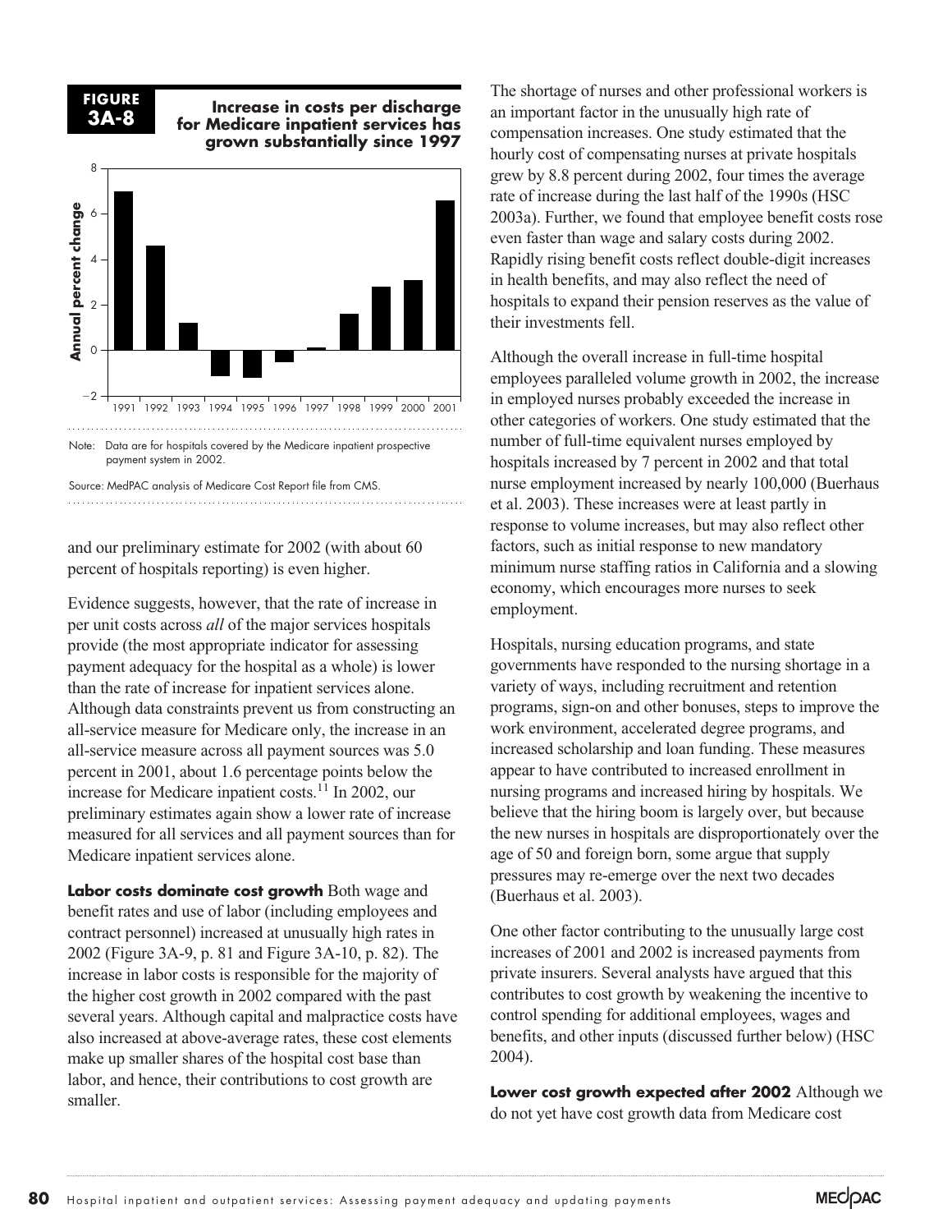**FIGURE 3A-8**

**Increase in costs per discharge for Medicare inpatient services has grown substantially since 1997**

Note: Data are for hospitals covered by the Medicare inpatient prospective payment system in 2002.

Source: MedPAC analysis of Medicare Cost Report file from CMS.

and our preliminary estimate for 2002 (with about 60 percent of hospitals reporting) is even higher.

Evidence suggests, however, that the rate of increase in per unit costs across *all* of the major services hospitals provide (the most appropriate indicator for assessing payment adequacy for the hospital as a whole) is lower than the rate of increase for inpatient services alone. Although data constraints prevent us from constructing an all-service measure for Medicare only, the increase in an all-service measure across all payment sources was 5.0 percent in 2001, about 1.6 percentage points below the increase for Medicare inpatient costs.[11] In 2002, our preliminary estimates again show a lower rate of increase measured for all services and all payment sources than for Medicare inpatient services alone.

**Labor costs dominate cost growth** Both wage and benefit rates and use of labor (including employees and contract personnel) increased at unusually high rates in 2002 (Figure 3A-9, p. 81 and Figure 3A-10, p. 82). The increase in labor costs is responsible for the majority of the higher cost growth in 2002 compared with the past several years. Although capital and malpractice costs have also increased at above-average rates, these cost elements make up smaller shares of the hospital cost base than labor, and hence, their contributions to cost growth are smaller.

The shortage of nurses and other professional workers is an important factor in the unusually high rate of compensation increases. One study estimated that the hourly cost of compensating nurses at private hospitals grew by 8.8 percent during 2002, four times the average rate of increase during the last half of the 1990s (HSC 2003a). Further, we found that employee benefit costs rose even faster than wage and salary costs during 2002. Rapidly rising benefit costs reflect double-digit increases in health benefits, and may also reflect the need of hospitals to expand their pension reserves as the value of their investments fell.

Although the overall increase in full-time hospital employees paralleled volume growth in 2002, the increase in employed nurses probably exceeded the increase in other categories of workers. One study estimated that the number of full-time equivalent nurses employed by hospitals increased by 7 percent in 2002 and that total nurse employment increased by nearly 100,000 (Buerhaus et al. 2003). These increases were at least partly in response to volume increases, but may also reflect other factors, such as initial response to new mandatory minimum nurse staffing ratios in California and a slowing economy, which encourages more nurses to seek employment.

Hospitals, nursing education programs, and state governments have responded to the nursing shortage in a variety of ways, including recruitment and retention programs, sign-on and other bonuses, steps to improve the work environment, accelerated degree programs, and increased scholarship and loan funding. These measures appear to have contributed to increased enrollment in nursing programs and increased hiring by hospitals. We believe that the hiring boom is largely over, but because the new nurses in hospitals are disproportionately over the age of 50 and foreign born, some argue that supply pressures may re-emerge over the next two decades (Buerhaus et al. 2003).

One other factor contributing to the unusually large cost increases of 2001 and 2002 is increased payments from private insurers. Several analysts have argued that this contributes to cost growth by weakening the incentive to control spending for additional employees, wages and benefits, and other inputs (discussed further below) (HSC 2004).

**Lower cost growth expected after 2002** Although we do not yet have cost growth data from Medicare cost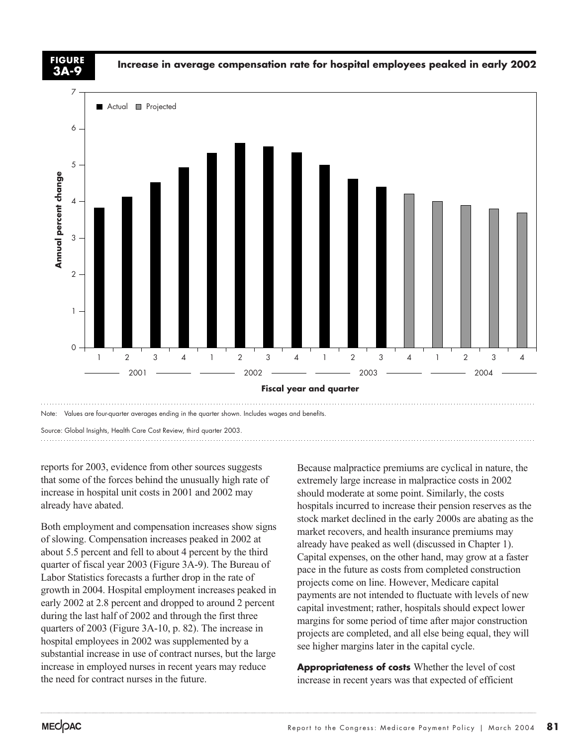**FIGURE 3A-9** **Increase in average compensation rate for hospital employees peaked in early 2002**

Note: Values are four-quarter averages ending in the quarter shown. Includes wages and benefits.

Source: Global Insights, Health Care Cost Review, third quarter 2003.

reports for 2003, evidence from other sources suggests that some of the forces behind the unusually high rate of increase in hospital unit costs in 2001 and 2002 may already have abated.

Both employment and compensation increases show signs of slowing. Compensation increases peaked in 2002 at about 5.5 percent and fell to about 4 percent by the third quarter of fiscal year 2003 (Figure 3A-9). The Bureau of Labor Statistics forecasts a further drop in the rate of growth in 2004. Hospital employment increases peaked in early 2002 at 2.8 percent and dropped to around 2 percent during the last half of 2002 and through the first three quarters of 2003 (Figure 3A-10, p. 82). The increase in hospital employees in 2002 was supplemented by a substantial increase in use of contract nurses, but the large increase in employed nurses in recent years may reduce the need for contract nurses in the future.

Because malpractice premiums are cyclical in nature, the extremely large increase in malpractice costs in 2002 should moderate at some point. Similarly, the costs hospitals incurred to increase their pension reserves as the stock market declined in the early 2000s are abating as the market recovers, and health insurance premiums may already have peaked as well (discussed in Chapter 1). Capital expenses, on the other hand, may grow at a faster pace in the future as costs from completed construction projects come on line. However, Medicare capital payments are not intended to fluctuate with levels of new capital investment; rather, hospitals should expect lower margins for some period of time after major construction projects are completed, and all else being equal, they will see higher margins later in the capital cycle.

**Appropriateness of costs** Whether the level of cost increase in recent years was that expected of efficient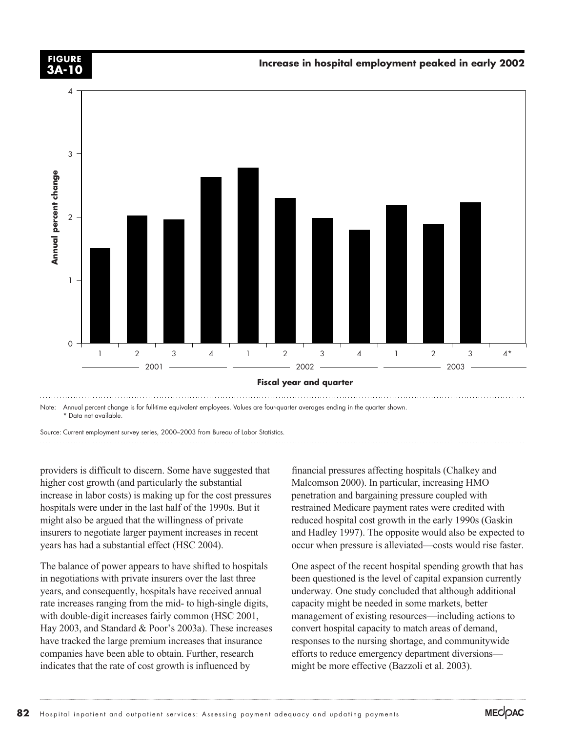**FIGURE 3A-10**

**Increase in hospital employment peaked in early 2002**

Note: Annual percent change is for full-time equivalent employees. Values are four-quarter averages ending in the quarter shown.
* Data not available.

Source: Current employment survey series, 2000–2003 from Bureau of Labor Statistics.

providers is difficult to discern. Some have suggested that higher cost growth (and particularly the substantial increase in labor costs) is making up for the cost pressures hospitals were under in the last half of the 1990s. But it might also be argued that the willingness of private insurers to negotiate larger payment increases in recent years has had a substantial effect (HSC 2004).

The balance of power appears to have shifted to hospitals in negotiations with private insurers over the last three years, and consequently, hospitals have received annual rate increases ranging from the mid- to high-single digits, with double-digit increases fairly common (HSC 2001, Hay 2003, and Standard & Poor's 2003a). These increases have tracked the large premium increases that insurance companies have been able to obtain. Further, research indicates that the rate of cost growth is influenced by financial pressures affecting hospitals (Chalkey and Malcomson 2000). In particular, increasing HMO penetration and bargaining pressure coupled with restrained Medicare payment rates were credited with reduced hospital cost growth in the early 1990s (Gaskin and Hadley 1997). The opposite would also be expected to occur when pressure is alleviated—costs would rise faster.

One aspect of the recent hospital spending growth that has been questioned is the level of capital expansion currently underway. One study concluded that although additional capacity might be needed in some markets, better management of existing resources—including actions to convert hospital capacity to match areas of demand, responses to the nursing shortage, and communitywide efforts to reduce emergency department diversions—might be more effective (Bazzoli et al. 2003).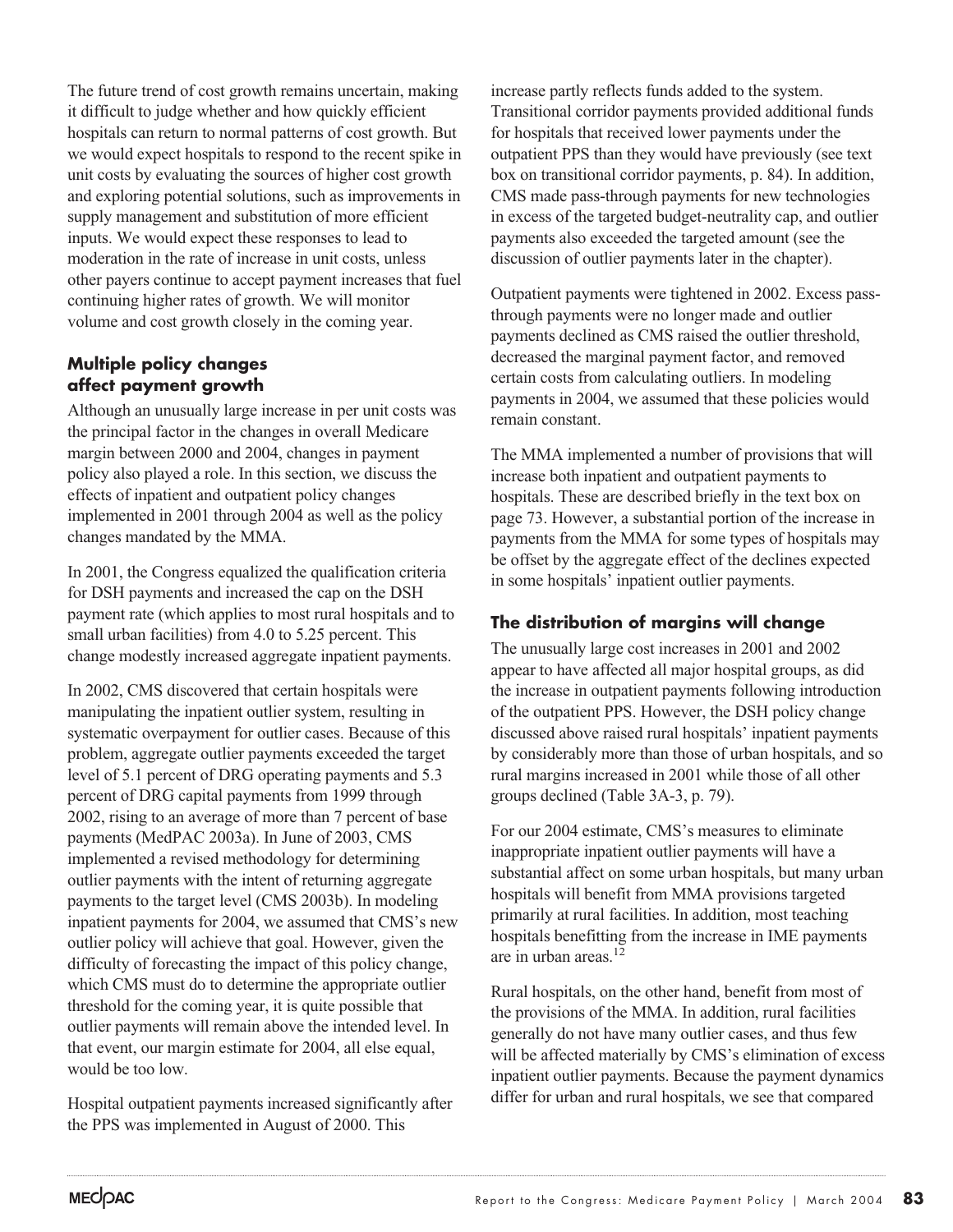The future trend of cost growth remains uncertain, making it difficult to judge whether and how quickly efficient hospitals can return to normal patterns of cost growth. But we would expect hospitals to respond to the recent spike in unit costs by evaluating the sources of higher cost growth and exploring potential solutions, such as improvements in supply management and substitution of more efficient inputs. We would expect these responses to lead to moderation in the rate of increase in unit costs, unless other payers continue to accept payment increases that fuel continuing higher rates of growth. We will monitor volume and cost growth closely in the coming year.

### Multiple policy changes affect payment growth

Although an unusually large increase in per unit costs was the principal factor in the changes in overall Medicare margin between 2000 and 2004, changes in payment policy also played a role. In this section, we discuss the effects of inpatient and outpatient policy changes implemented in 2001 through 2004 as well as the policy changes mandated by the MMA.

In 2001, the Congress equalized the qualification criteria for DSH payments and increased the cap on the DSH payment rate (which applies to most rural hospitals and to small urban facilities) from 4.0 to 5.25 percent. This change modestly increased aggregate inpatient payments.

In 2002, CMS discovered that certain hospitals were manipulating the inpatient outlier system, resulting in systematic overpayment for outlier cases. Because of this problem, aggregate outlier payments exceeded the target level of 5.1 percent of DRG operating payments and 5.3 percent of DRG capital payments from 1999 through 2002, rising to an average of more than 7 percent of base payments (MedPAC 2003a). In June of 2003, CMS implemented a revised methodology for determining outlier payments with the intent of returning aggregate payments to the target level (CMS 2003b). In modeling inpatient payments for 2004, we assumed that CMS's new outlier policy will achieve that goal. However, given the difficulty of forecasting the impact of this policy change, which CMS must do to determine the appropriate outlier threshold for the coming year, it is quite possible that outlier payments will remain above the intended level. In that event, our margin estimate for 2004, all else equal, would be too low.

Hospital outpatient payments increased significantly after the PPS was implemented in August of 2000. This increase partly reflects funds added to the system. Transitional corridor payments provided additional funds for hospitals that received lower payments under the outpatient PPS than they would have previously (see text box on transitional corridor payments, p. 84). In addition, CMS made pass-through payments for new technologies in excess of the targeted budget-neutrality cap, and outlier payments also exceeded the targeted amount (see the discussion of outlier payments later in the chapter).

Outpatient payments were tightened in 2002. Excess pass-through payments were no longer made and outlier payments declined as CMS raised the outlier threshold, decreased the marginal payment factor, and removed certain costs from calculating outliers. In modeling payments in 2004, we assumed that these policies would remain constant.

The MMA implemented a number of provisions that will increase both inpatient and outpatient payments to hospitals. These are described briefly in the text box on page 73. However, a substantial portion of the increase in payments from the MMA for some types of hospitals may be offset by the aggregate effect of the declines expected in some hospitals' inpatient outlier payments.

### The distribution of margins will change

The unusually large cost increases in 2001 and 2002 appear to have affected all major hospital groups, as did the increase in outpatient payments following introduction of the outpatient PPS. However, the DSH policy change discussed above raised rural hospitals' inpatient payments by considerably more than those of urban hospitals, and so rural margins increased in 2001 while those of all other groups declined (Table 3A-3, p. 79).

For our 2004 estimate, CMS's measures to eliminate inappropriate inpatient outlier payments will have a substantial affect on some urban hospitals, but many urban hospitals will benefit from MMA provisions targeted primarily at rural facilities. In addition, most teaching hospitals benefitting from the increase in IME payments are in urban areas.[12]

Rural hospitals, on the other hand, benefit from most of the provisions of the MMA. In addition, rural facilities generally do not have many outlier cases, and thus few will be affected materially by CMS's elimination of excess inpatient outlier payments. Because the payment dynamics differ for urban and rural hospitals, we see that compared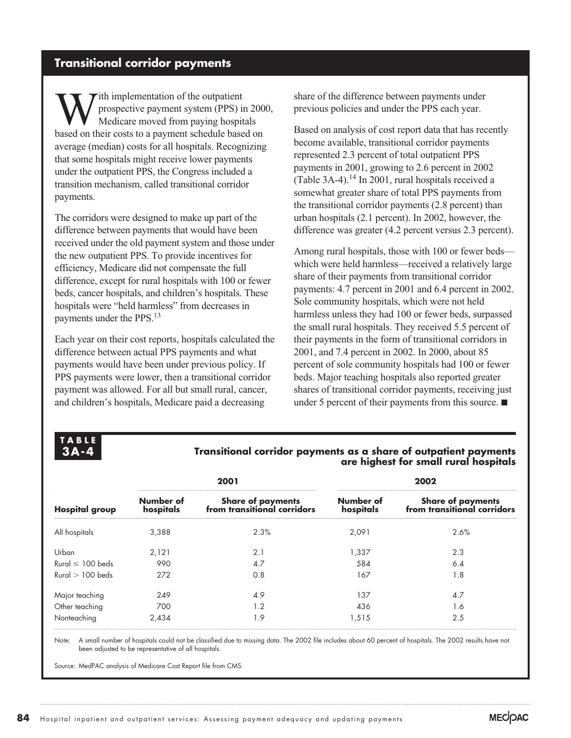## Transitional corridor payments

With implementation of the outpatient prospective payment system (PPS) in 2000, Medicare moved from paying hospitals based on their costs to a payment schedule based on average (median) costs for all hospitals. Recognizing that some hospitals might receive lower payments under the outpatient PPS, the Congress included a transition mechanism, called transitional corridor payments.

The corridors were designed to make up part of the difference between payments that would have been received under the old payment system and those under the new outpatient PPS. To provide incentives for efficiency, Medicare did not compensate the full difference, except for rural hospitals with 100 or fewer beds, cancer hospitals, and children's hospitals. These hospitals were "held harmless" from decreases in payments under the PPS.[13]

Each year on their cost reports, hospitals calculated the difference between actual PPS payments and what payments would have been under previous policy. If PPS payments were lower, then a transitional corridor payment was allowed. For all but small rural, cancer, and children's hospitals, Medicare paid a decreasing share of the difference between payments under previous policies and under the PPS each year.

Based on analysis of cost report data that has recently become available, transitional corridor payments represented 2.3 percent of total outpatient PPS payments in 2001, growing to 2.6 percent in 2002 (Table 3A-4).[14] In 2001, rural hospitals received a somewhat greater share of total PPS payments from the transitional corridor payments (2.8 percent) than urban hospitals (2.1 percent). In 2002, however, the difference was greater (4.2 percent versus 2.3 percent).

Among rural hospitals, those with 100 or fewer beds—which were held harmless—received a relatively large share of their payments from transitional corridor payments: 4.7 percent in 2001 and 6.4 percent in 2002. Sole community hospitals, which were not held harmless unless they had 100 or fewer beds, surpassed the small rural hospitals. They received 5.5 percent of their payments in the form of transitional corridors in 2001, and 7.4 percent in 2002. In 2000, about 85 percent of sole community hospitals had 100 or fewer beds. Major teaching hospitals also reported greater shares of transitional corridor payments, receiving just under 5 percent of their payments from this source. ■

**TABLE 3A-4**

**Transitional corridor payments as a share of outpatient payments are highest for small rural hospitals**

| | 2001 | | 2002 | |
|---|---|---|---|---|
| **Hospital group** | **Number of hospitals** | **Share of payments from transitional corridors** | **Number of hospitals** | **Share of payments from transitional corridors** |
| All hospitals | 3,388 | 2.3% | 2,091 | 2.6% |
| Urban | 2,121 | 2.1 | 1,337 | 2.3 |
| Rural ≤ 100 beds | 990 | 4.7 | 584 | 6.4 |
| Rural > 100 beds | 272 | 0.8 | 167 | 1.8 |
| Major teaching | 249 | 4.9 | 137 | 4.7 |
| Other teaching | 700 | 1.2 | 436 | 1.6 |
| Nonteaching | 2,434 | 1.9 | 1,515 | 2.5 |

Note: A small number of hospitals could not be classified due to missing data. The 2002 file includes about 60 percent of hospitals. The 2002 results have not been adjusted to be representative of all hospitals.

Source: MedPAC analysis of Medicare Cost Report file from CMS.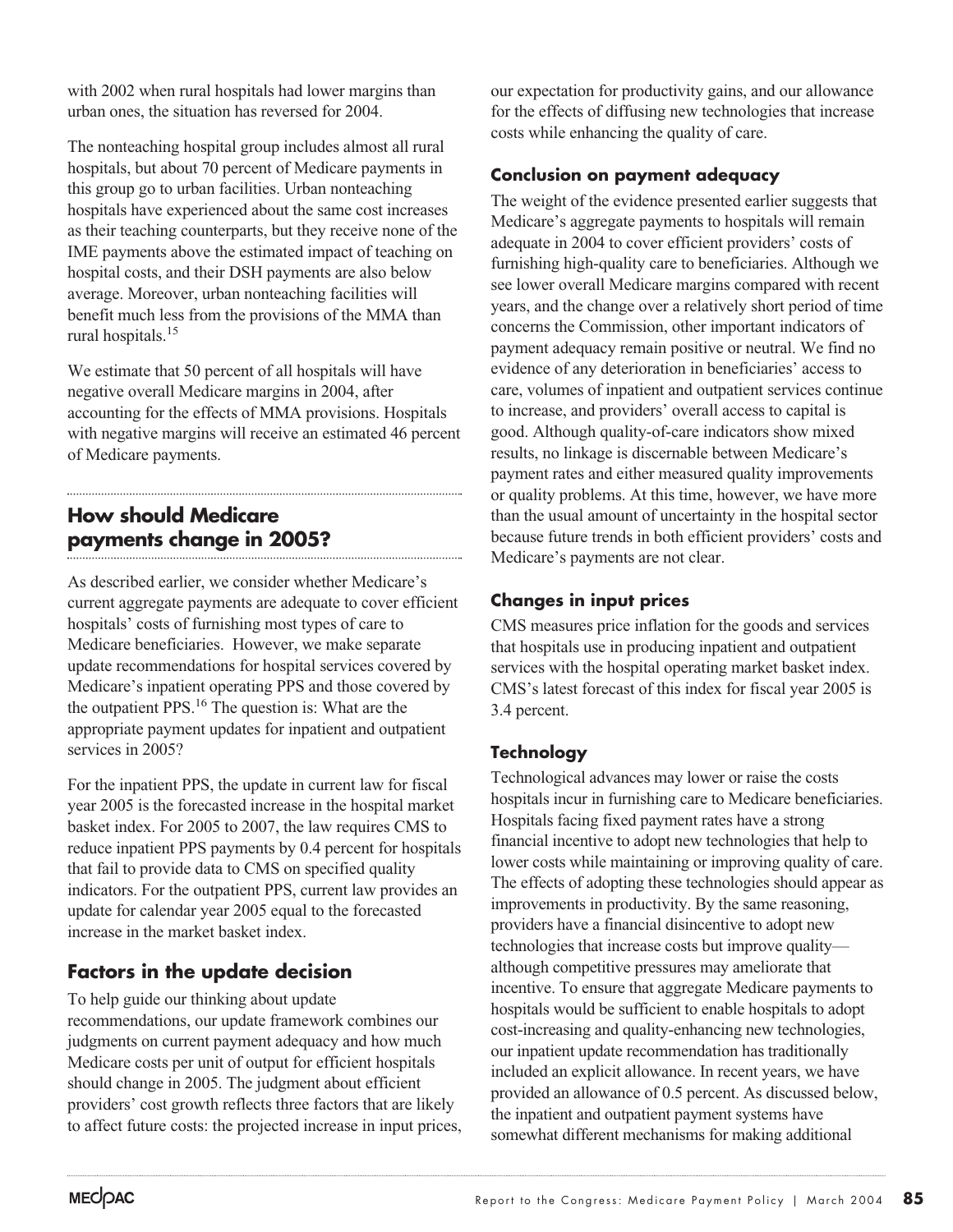with 2002 when rural hospitals had lower margins than urban ones, the situation has reversed for 2004.

The nonteaching hospital group includes almost all rural hospitals, but about 70 percent of Medicare payments in this group go to urban facilities. Urban nonteaching hospitals have experienced about the same cost increases as their teaching counterparts, but they receive none of the IME payments above the estimated impact of teaching on hospital costs, and their DSH payments are also below average. Moreover, urban nonteaching facilities will benefit much less from the provisions of the MMA than rural hospitals.[15]

We estimate that 50 percent of all hospitals will have negative overall Medicare margins in 2004, after accounting for the effects of MMA provisions. Hospitals with negative margins will receive an estimated 46 percent of Medicare payments.

## How should Medicare payments change in 2005?

As described earlier, we consider whether Medicare's current aggregate payments are adequate to cover efficient hospitals' costs of furnishing most types of care to Medicare beneficiaries. However, we make separate update recommendations for hospital services covered by Medicare's inpatient operating PPS and those covered by the outpatient PPS.[16] The question is: What are the appropriate payment updates for inpatient and outpatient services in 2005?

For the inpatient PPS, the update in current law for fiscal year 2005 is the forecasted increase in the hospital market basket index. For 2005 to 2007, the law requires CMS to reduce inpatient PPS payments by 0.4 percent for hospitals that fail to provide data to CMS on specified quality indicators. For the outpatient PPS, current law provides an update for calendar year 2005 equal to the forecasted increase in the market basket index.

## Factors in the update decision

To help guide our thinking about update recommendations, our update framework combines our judgments on current payment adequacy and how much Medicare costs per unit of output for efficient hospitals should change in 2005. The judgment about efficient providers' cost growth reflects three factors that are likely to affect future costs: the projected increase in input prices, our expectation for productivity gains, and our allowance for the effects of diffusing new technologies that increase costs while enhancing the quality of care.

### Conclusion on payment adequacy

The weight of the evidence presented earlier suggests that Medicare's aggregate payments to hospitals will remain adequate in 2004 to cover efficient providers' costs of furnishing high-quality care to beneficiaries. Although we see lower overall Medicare margins compared with recent years, and the change over a relatively short period of time concerns the Commission, other important indicators of payment adequacy remain positive or neutral. We find no evidence of any deterioration in beneficiaries' access to care, volumes of inpatient and outpatient services continue to increase, and providers' overall access to capital is good. Although quality-of-care indicators show mixed results, no linkage is discernable between Medicare's payment rates and either measured quality improvements or quality problems. At this time, however, we have more than the usual amount of uncertainty in the hospital sector because future trends in both efficient providers' costs and Medicare's payments are not clear.

### Changes in input prices

CMS measures price inflation for the goods and services that hospitals use in producing inpatient and outpatient services with the hospital operating market basket index. CMS's latest forecast of this index for fiscal year 2005 is 3.4 percent.

### Technology

Technological advances may lower or raise the costs hospitals incur in furnishing care to Medicare beneficiaries. Hospitals facing fixed payment rates have a strong financial incentive to adopt new technologies that help to lower costs while maintaining or improving quality of care. The effects of adopting these technologies should appear as improvements in productivity. By the same reasoning, providers have a financial disincentive to adopt new technologies that increase costs but improve quality—although competitive pressures may ameliorate that incentive. To ensure that aggregate Medicare payments to hospitals would be sufficient to enable hospitals to adopt cost-increasing and quality-enhancing new technologies, our inpatient update recommendation has traditionally included an explicit allowance. In recent years, we have provided an allowance of 0.5 percent. As discussed below, the inpatient and outpatient payment systems have somewhat different mechanisms for making additional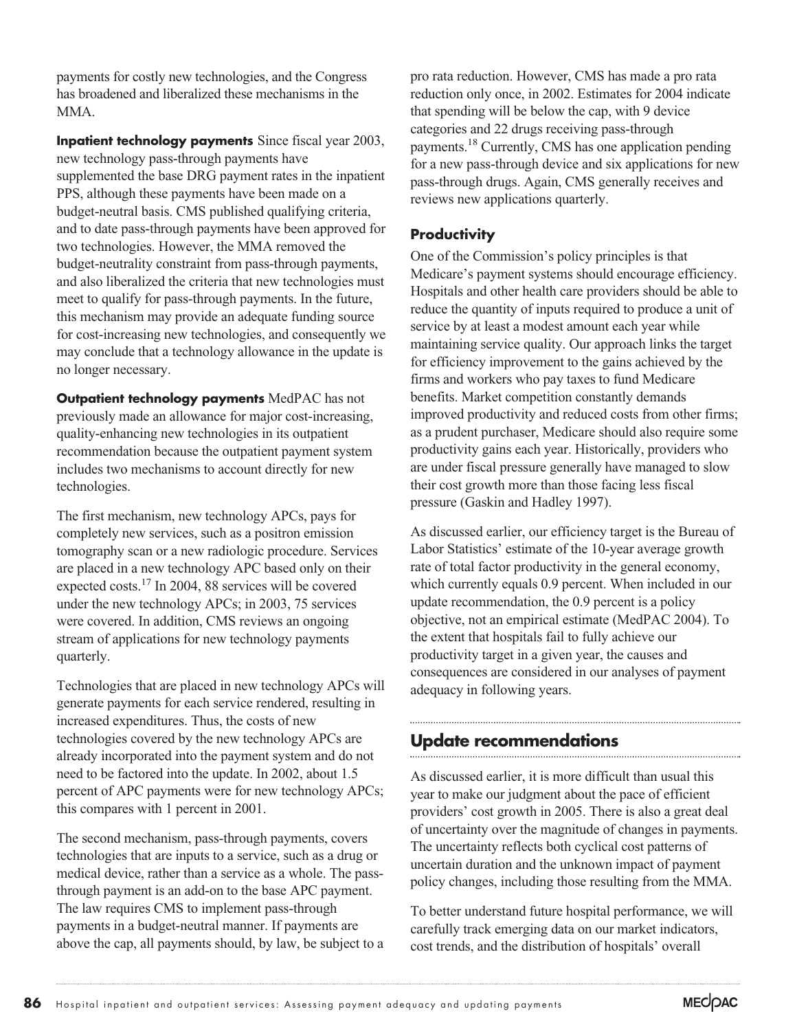payments for costly new technologies, and the Congress has broadened and liberalized these mechanisms in the MMA.

**Inpatient technology payments** Since fiscal year 2003, new technology pass-through payments have supplemented the base DRG payment rates in the inpatient PPS, although these payments have been made on a budget-neutral basis. CMS published qualifying criteria, and to date pass-through payments have been approved for two technologies. However, the MMA removed the budget-neutrality constraint from pass-through payments, and also liberalized the criteria that new technologies must meet to qualify for pass-through payments. In the future, this mechanism may provide an adequate funding source for cost-increasing new technologies, and consequently we may conclude that a technology allowance in the update is no longer necessary.

**Outpatient technology payments** MedPAC has not previously made an allowance for major cost-increasing, quality-enhancing new technologies in its outpatient recommendation because the outpatient payment system includes two mechanisms to account directly for new technologies.

The first mechanism, new technology APCs, pays for completely new services, such as a positron emission tomography scan or a new radiologic procedure. Services are placed in a new technology APC based only on their expected costs.[17] In 2004, 88 services will be covered under the new technology APCs; in 2003, 75 services were covered. In addition, CMS reviews an ongoing stream of applications for new technology payments quarterly.

Technologies that are placed in new technology APCs will generate payments for each service rendered, resulting in increased expenditures. Thus, the costs of new technologies covered by the new technology APCs are already incorporated into the payment system and do not need to be factored into the update. In 2002, about 1.5 percent of APC payments were for new technology APCs; this compares with 1 percent in 2001.

The second mechanism, pass-through payments, covers technologies that are inputs to a service, such as a drug or medical device, rather than a service as a whole. The pass-through payment is an add-on to the base APC payment. The law requires CMS to implement pass-through payments in a budget-neutral manner. If payments are above the cap, all payments should, by law, be subject to a pro rata reduction. However, CMS has made a pro rata reduction only once, in 2002. Estimates for 2004 indicate that spending will be below the cap, with 9 device categories and 22 drugs receiving pass-through payments.[18] Currently, CMS has one application pending for a new pass-through device and six applications for new pass-through drugs. Again, CMS generally receives and reviews new applications quarterly.

### Productivity

One of the Commission's policy principles is that Medicare's payment systems should encourage efficiency. Hospitals and other health care providers should be able to reduce the quantity of inputs required to produce a unit of service by at least a modest amount each year while maintaining service quality. Our approach links the target for efficiency improvement to the gains achieved by the firms and workers who pay taxes to fund Medicare benefits. Market competition constantly demands improved productivity and reduced costs from other firms; as a prudent purchaser, Medicare should also require some productivity gains each year. Historically, providers who are under fiscal pressure generally have managed to slow their cost growth more than those facing less fiscal pressure (Gaskin and Hadley 1997).

As discussed earlier, our efficiency target is the Bureau of Labor Statistics' estimate of the 10-year average growth rate of total factor productivity in the general economy, which currently equals 0.9 percent. When included in our update recommendation, the 0.9 percent is a policy objective, not an empirical estimate (MedPAC 2004). To the extent that hospitals fail to fully achieve our productivity target in a given year, the causes and consequences are considered in our analyses of payment adequacy in following years.

## Update recommendations

As discussed earlier, it is more difficult than usual this year to make our judgment about the pace of efficient providers' cost growth in 2005. There is also a great deal of uncertainty over the magnitude of changes in payments. The uncertainty reflects both cyclical cost patterns of uncertain duration and the unknown impact of payment policy changes, including those resulting from the MMA.

To better understand future hospital performance, we will carefully track emerging data on our market indicators, cost trends, and the distribution of hospitals' overall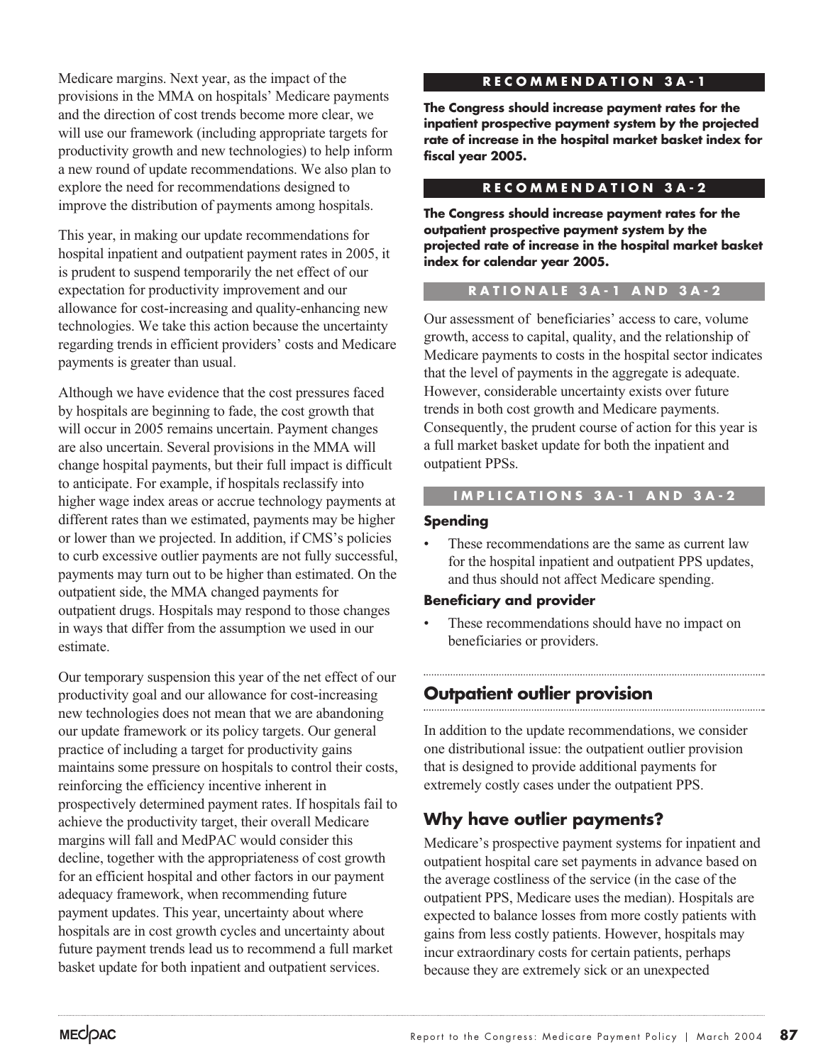Medicare margins. Next year, as the impact of the provisions in the MMA on hospitals' Medicare payments and the direction of cost trends become more clear, we will use our framework (including appropriate targets for productivity growth and new technologies) to help inform a new round of update recommendations. We also plan to explore the need for recommendations designed to improve the distribution of payments among hospitals.

This year, in making our update recommendations for hospital inpatient and outpatient payment rates in 2005, it is prudent to suspend temporarily the net effect of our expectation for productivity improvement and our allowance for cost-increasing and quality-enhancing new technologies. We take this action because the uncertainty regarding trends in efficient providers' costs and Medicare payments is greater than usual.

Although we have evidence that the cost pressures faced by hospitals are beginning to fade, the cost growth that will occur in 2005 remains uncertain. Payment changes are also uncertain. Several provisions in the MMA will change hospital payments, but their full impact is difficult to anticipate. For example, if hospitals reclassify into higher wage index areas or accrue technology payments at different rates than we estimated, payments may be higher or lower than we projected. In addition, if CMS's policies to curb excessive outlier payments are not fully successful, payments may turn out to be higher than estimated. On the outpatient side, the MMA changed payments for outpatient drugs. Hospitals may respond to those changes in ways that differ from the assumption we used in our estimate.

Our temporary suspension this year of the net effect of our productivity goal and our allowance for cost-increasing new technologies does not mean that we are abandoning our update framework or its policy targets. Our general practice of including a target for productivity gains maintains some pressure on hospitals to control their costs, reinforcing the efficiency incentive inherent in prospectively determined payment rates. If hospitals fail to achieve the productivity target, their overall Medicare margins will fall and MedPAC would consider this decline, together with the appropriateness of cost growth for an efficient hospital and other factors in our payment adequacy framework, when recommending future payment updates. This year, uncertainty about where hospitals are in cost growth cycles and uncertainty about future payment trends lead us to recommend a full market basket update for both inpatient and outpatient services.

**RECOMMENDATION 3A-1**

**The Congress should increase payment rates for the inpatient prospective payment system by the projected rate of increase in the hospital market basket index for fiscal year 2005.**

**RECOMMENDATION 3A-2**

**The Congress should increase payment rates for the outpatient prospective payment system by the projected rate of increase in the hospital market basket index for calendar year 2005.**

**RATIONALE 3A-1 AND 3A-2**

Our assessment of beneficiaries' access to care, volume growth, access to capital, quality, and the relationship of Medicare payments to costs in the hospital sector indicates that the level of payments in the aggregate is adequate. However, considerable uncertainty exists over future trends in both cost growth and Medicare payments. Consequently, the prudent course of action for this year is a full market basket update for both the inpatient and outpatient PPSs.

**IMPLICATIONS 3A-1 AND 3A-2**

**Spending**

- These recommendations are the same as current law for the hospital inpatient and outpatient PPS updates, and thus should not affect Medicare spending.

**Beneficiary and provider**

- These recommendations should have no impact on beneficiaries or providers.

## Outpatient outlier provision

In addition to the update recommendations, we consider one distributional issue: the outpatient outlier provision that is designed to provide additional payments for extremely costly cases under the outpatient PPS.

### Why have outlier payments?

Medicare's prospective payment systems for inpatient and outpatient hospital care set payments in advance based on the average costliness of the service (in the case of the outpatient PPS, Medicare uses the median). Hospitals are expected to balance losses from more costly patients with gains from less costly patients. However, hospitals may incur extraordinary costs for certain patients, perhaps because they are extremely sick or an unexpected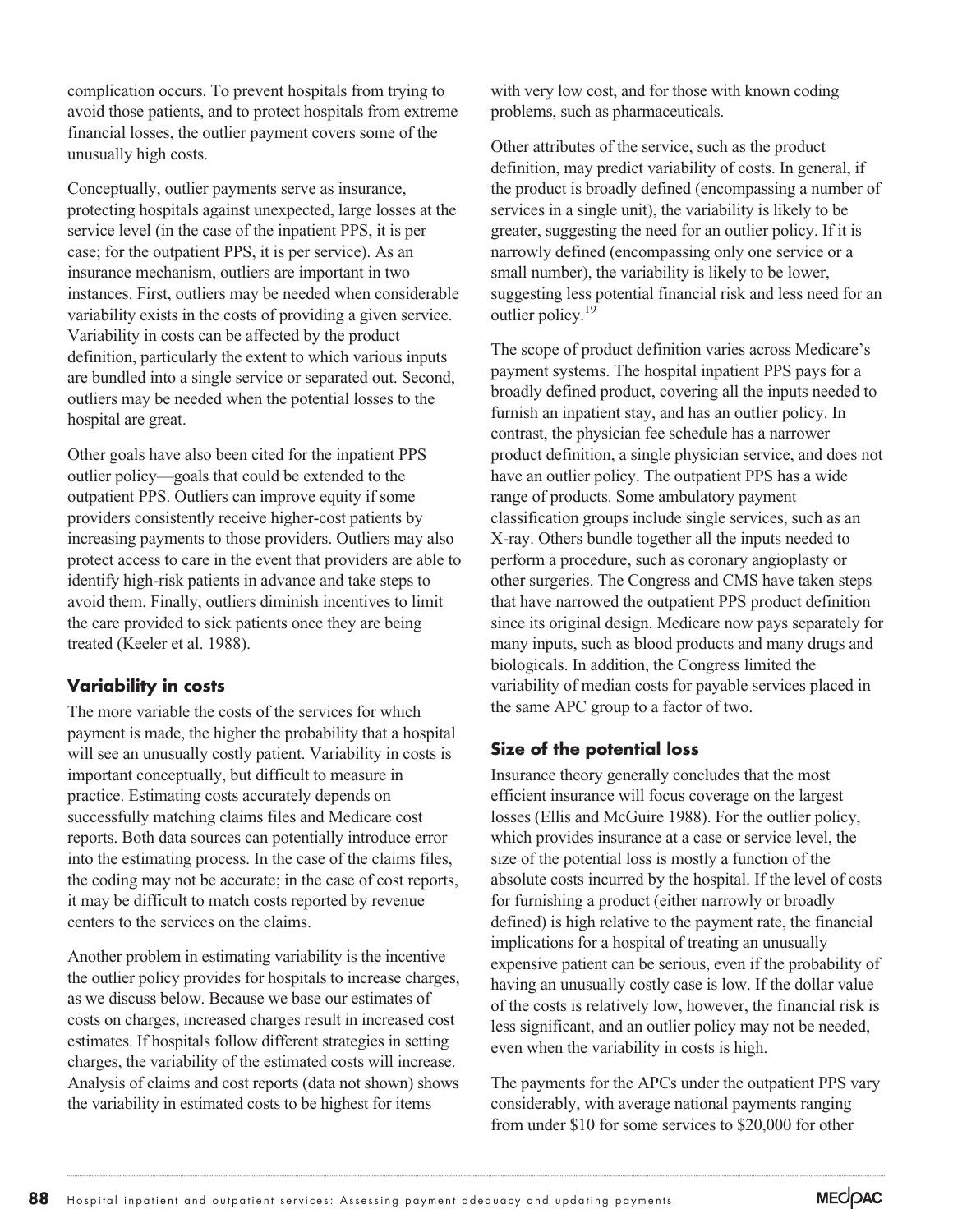complication occurs. To prevent hospitals from trying to avoid those patients, and to protect hospitals from extreme financial losses, the outlier payment covers some of the unusually high costs.

Conceptually, outlier payments serve as insurance, protecting hospitals against unexpected, large losses at the service level (in the case of the inpatient PPS, it is per case; for the outpatient PPS, it is per service). As an insurance mechanism, outliers are important in two instances. First, outliers may be needed when considerable variability exists in the costs of providing a given service. Variability in costs can be affected by the product definition, particularly the extent to which various inputs are bundled into a single service or separated out. Second, outliers may be needed when the potential losses to the hospital are great.

Other goals have also been cited for the inpatient PPS outlier policy—goals that could be extended to the outpatient PPS. Outliers can improve equity if some providers consistently receive higher-cost patients by increasing payments to those providers. Outliers may also protect access to care in the event that providers are able to identify high-risk patients in advance and take steps to avoid them. Finally, outliers diminish incentives to limit the care provided to sick patients once they are being treated (Keeler et al. 1988).

### Variability in costs

The more variable the costs of the services for which payment is made, the higher the probability that a hospital will see an unusually costly patient. Variability in costs is important conceptually, but difficult to measure in practice. Estimating costs accurately depends on successfully matching claims files and Medicare cost reports. Both data sources can potentially introduce error into the estimating process. In the case of the claims files, the coding may not be accurate; in the case of cost reports, it may be difficult to match costs reported by revenue centers to the services on the claims.

Another problem in estimating variability is the incentive the outlier policy provides for hospitals to increase charges, as we discuss below. Because we base our estimates of costs on charges, increased charges result in increased cost estimates. If hospitals follow different strategies in setting charges, the variability of the estimated costs will increase. Analysis of claims and cost reports (data not shown) shows the variability in estimated costs to be highest for items with very low cost, and for those with known coding problems, such as pharmaceuticals.

Other attributes of the service, such as the product definition, may predict variability of costs. In general, if the product is broadly defined (encompassing a number of services in a single unit), the variability is likely to be greater, suggesting the need for an outlier policy. If it is narrowly defined (encompassing only one service or a small number), the variability is likely to be lower, suggesting less potential financial risk and less need for an outlier policy.[19]

The scope of product definition varies across Medicare's payment systems. The hospital inpatient PPS pays for a broadly defined product, covering all the inputs needed to furnish an inpatient stay, and has an outlier policy. In contrast, the physician fee schedule has a narrower product definition, a single physician service, and does not have an outlier policy. The outpatient PPS has a wide range of products. Some ambulatory payment classification groups include single services, such as an X-ray. Others bundle together all the inputs needed to perform a procedure, such as coronary angioplasty or other surgeries. The Congress and CMS have taken steps that have narrowed the outpatient PPS product definition since its original design. Medicare now pays separately for many inputs, such as blood products and many drugs and biologicals. In addition, the Congress limited the variability of median costs for payable services placed in the same APC group to a factor of two.

### Size of the potential loss

Insurance theory generally concludes that the most efficient insurance will focus coverage on the largest losses (Ellis and McGuire 1988). For the outlier policy, which provides insurance at a case or service level, the size of the potential loss is mostly a function of the absolute costs incurred by the hospital. If the level of costs for furnishing a product (either narrowly or broadly defined) is high relative to the payment rate, the financial implications for a hospital of treating an unusually expensive patient can be serious, even if the probability of having an unusually costly case is low. If the dollar value of the costs is relatively low, however, the financial risk is less significant, and an outlier policy may not be needed, even when the variability in costs is high.

The payments for the APCs under the outpatient PPS vary considerably, with average national payments ranging from under $10 for some services to $20,000 for other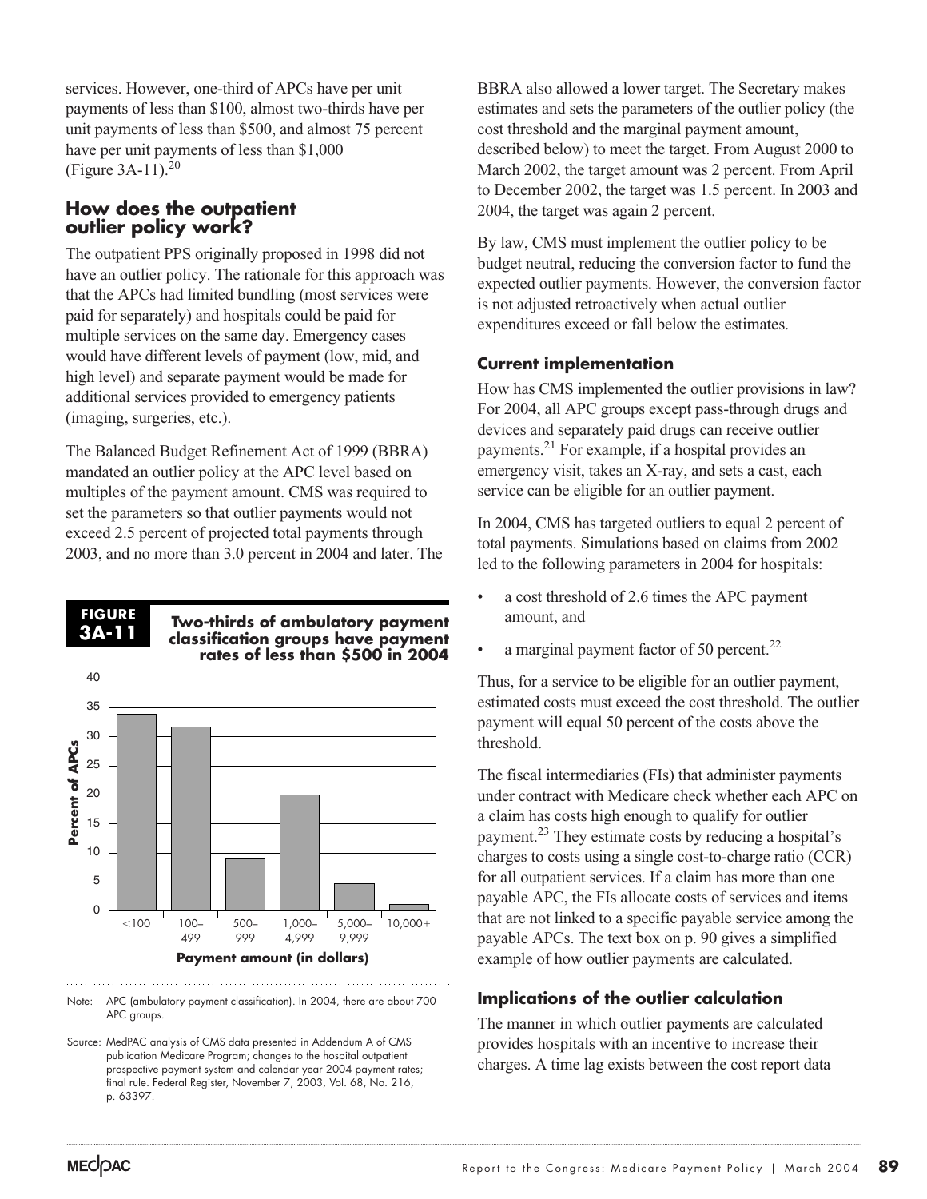services. However, one-third of APCs have per unit payments of less than \$100, almost two-thirds have per unit payments of less than \$500, and almost 75 percent have per unit payments of less than \$1,000 (Figure 3A-11).[20]

## How does the outpatient outlier policy work?

The outpatient PPS originally proposed in 1998 did not have an outlier policy. The rationale for this approach was that the APCs had limited bundling (most services were paid for separately) and hospitals could be paid for multiple services on the same day. Emergency cases would have different levels of payment (low, mid, and high level) and separate payment would be made for additional services provided to emergency patients (imaging, surgeries, etc.).

The Balanced Budget Refinement Act of 1999 (BBRA) mandated an outlier policy at the APC level based on multiples of the payment amount. CMS was required to set the parameters so that outlier payments would not exceed 2.5 percent of projected total payments through 2003, and no more than 3.0 percent in 2004 and later. The BBRA also allowed a lower target. The Secretary makes estimates and sets the parameters of the outlier policy (the cost threshold and the marginal payment amount, described below) to meet the target. From August 2000 to March 2002, the target amount was 2 percent. From April to December 2002, the target was 1.5 percent. In 2003 and 2004, the target was again 2 percent.

**FIGURE 3A-11** **Two-thirds of ambulatory payment classification groups have payment rates of less than \$500 in 2004**

| Payment amount (in dollars) | Percent of APCs (approx.) |
|---|---|
| <100 | 34 |
| 100–499 | 31.5 |
| 500–999 | 9 |
| 1,000–4,999 | 20 |
| 5,000–9,999 | 4.5 |
| 10,000+ | 1 |

Note: APC (ambulatory payment classification). In 2004, there are about 700 APC groups.

Source: MedPAC analysis of CMS data presented in Addendum A of CMS publication Medicare Program; changes to the hospital outpatient prospective payment system and calendar year 2004 payment rates; final rule. Federal Register, November 7, 2003, Vol. 68, No. 216, p. 63397.

By law, CMS must implement the outlier policy to be budget neutral, reducing the conversion factor to fund the expected outlier payments. However, the conversion factor is not adjusted retroactively when actual outlier expenditures exceed or fall below the estimates.

### Current implementation

How has CMS implemented the outlier provisions in law? For 2004, all APC groups except pass-through drugs and devices and separately paid drugs can receive outlier payments.[21] For example, if a hospital provides an emergency visit, takes an X-ray, and sets a cast, each service can be eligible for an outlier payment.

In 2004, CMS has targeted outliers to equal 2 percent of total payments. Simulations based on claims from 2002 led to the following parameters in 2004 for hospitals:

- a cost threshold of 2.6 times the APC payment amount, and
- a marginal payment factor of 50 percent.[22]

Thus, for a service to be eligible for an outlier payment, estimated costs must exceed the cost threshold. The outlier payment will equal 50 percent of the costs above the threshold.

The fiscal intermediaries (FIs) that administer payments under contract with Medicare check whether each APC on a claim has costs high enough to qualify for outlier payment.[23] They estimate costs by reducing a hospital's charges to costs using a single cost-to-charge ratio (CCR) for all outpatient services. If a claim has more than one payable APC, the FIs allocate costs of services and items that are not linked to a specific payable service among the payable APCs. The text box on p. 90 gives a simplified example of how outlier payments are calculated.

### Implications of the outlier calculation

The manner in which outlier payments are calculated provides hospitals with an incentive to increase their charges. A time lag exists between the cost report data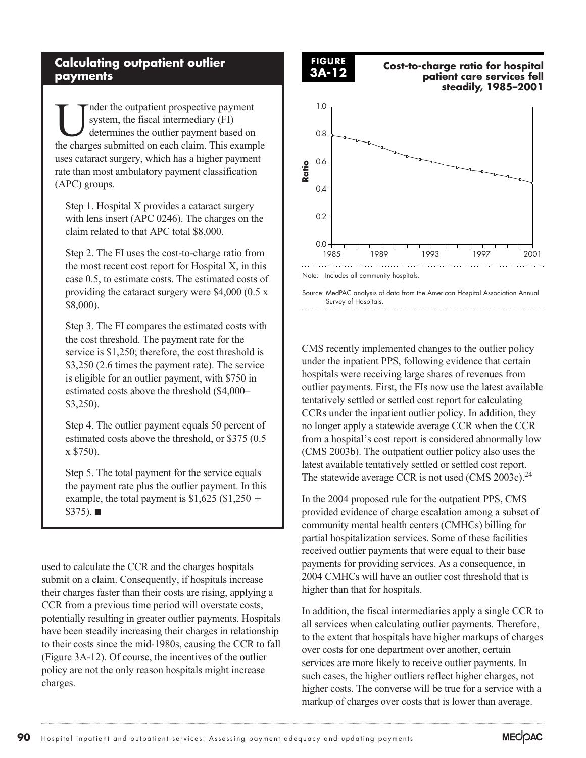## Calculating outpatient outlier payments

Under the outpatient prospective payment system, the fiscal intermediary (FI) determines the outlier payment based on the charges submitted on each claim. This example uses cataract surgery, which has a higher payment rate than most ambulatory payment classification (APC) groups.

Step 1. Hospital X provides a cataract surgery with lens insert (APC 0246). The charges on the claim related to that APC total $8,000.

Step 2. The FI uses the cost-to-charge ratio from the most recent cost report for Hospital X, in this case 0.5, to estimate costs. The estimated costs of providing the cataract surgery were $4,000 (0.5 x $8,000).

Step 3. The FI compares the estimated costs with the cost threshold. The payment rate for the service is $1,250; therefore, the cost threshold is $3,250 (2.6 times the payment rate). The service is eligible for an outlier payment, with $750 in estimated costs above the threshold ($4,000–$3,250).

Step 4. The outlier payment equals 50 percent of estimated costs above the threshold, or $375 (0.5 x $750).

Step 5. The total payment for the service equals the payment rate plus the outlier payment. In this example, the total payment is $1,625 ($1,250 + $375). ■

used to calculate the CCR and the charges hospitals submit on a claim. Consequently, if hospitals increase their charges faster than their costs are rising, applying a CCR from a previous time period will overstate costs, potentially resulting in greater outlier payments. Hospitals have been steadily increasing their charges in relationship to their costs since the mid-1980s, causing the CCR to fall (Figure 3A-12). Of course, the incentives of the outlier policy are not the only reason hospitals might increase charges.

**FIGURE 3A-12** **Cost-to-charge ratio for hospital patient care services fell steadily, 1985–2001**

Note: Includes all community hospitals.

Source: MedPAC analysis of data from the American Hospital Association Annual Survey of Hospitals.

CMS recently implemented changes to the outlier policy under the inpatient PPS, following evidence that certain hospitals were receiving large shares of revenues from outlier payments. First, the FIs now use the latest available tentatively settled or settled cost report for calculating CCRs under the inpatient outlier policy. In addition, they no longer apply a statewide average CCR when the CCR from a hospital's cost report is considered abnormally low (CMS 2003b). The outpatient outlier policy also uses the latest available tentatively settled or settled cost report. The statewide average CCR is not used (CMS 2003c).[24]

In the 2004 proposed rule for the outpatient PPS, CMS provided evidence of charge escalation among a subset of community mental health centers (CMHCs) billing for partial hospitalization services. Some of these facilities received outlier payments that were equal to their base payments for providing services. As a consequence, in 2004 CMHCs will have an outlier cost threshold that is higher than that for hospitals.

In addition, the fiscal intermediaries apply a single CCR to all services when calculating outlier payments. Therefore, to the extent that hospitals have higher markups of charges over costs for one department over another, certain services are more likely to receive outlier payments. In such cases, the higher outliers reflect higher charges, not higher costs. The converse will be true for a service with a markup of charges over costs that is lower than average.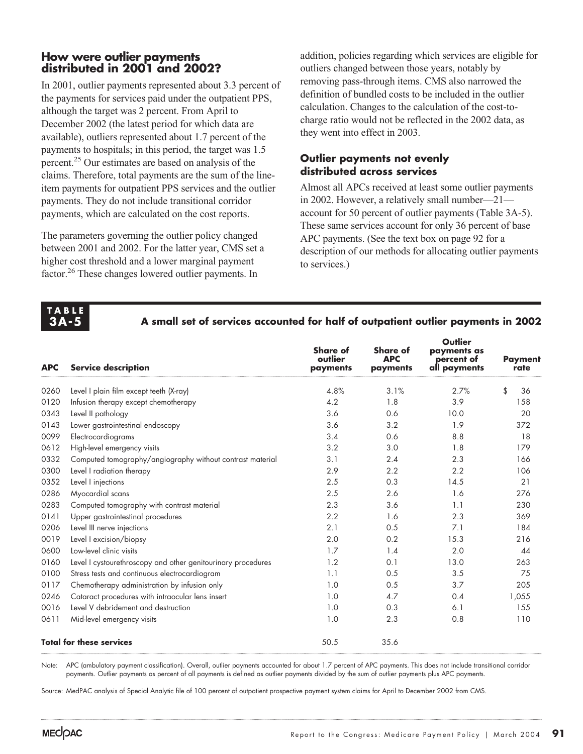## How were outlier payments distributed in 2001 and 2002?

In 2001, outlier payments represented about 3.3 percent of the payments for services paid under the outpatient PPS, although the target was 2 percent. From April to December 2002 (the latest period for which data are available), outliers represented about 1.7 percent of the payments to hospitals; in this period, the target was 1.5 percent.[25] Our estimates are based on analysis of the claims. Therefore, total payments are the sum of the line-item payments for outpatient PPS services and the outlier payments. They do not include transitional corridor payments, which are calculated on the cost reports.

The parameters governing the outlier policy changed between 2001 and 2002. For the latter year, CMS set a higher cost threshold and a lower marginal payment factor.[26] These changes lowered outlier payments. In addition, policies regarding which services are eligible for outliers changed between those years, notably by removing pass-through items. CMS also narrowed the definition of bundled costs to be included in the outlier calculation. Changes to the calculation of the cost-to-charge ratio would not be reflected in the 2002 data, as they went into effect in 2003.

### Outlier payments not evenly distributed across services

Almost all APCs received at least some outlier payments in 2002. However, a relatively small number—21—account for 50 percent of outlier payments (Table 3A-5). These same services account for only 36 percent of base APC payments. (See the text box on page 92 for a description of our methods for allocating outlier payments to services.)

**TABLE 3A-5**

**A small set of services accounted for half of outpatient outlier payments in 2002**

| APC | Service description | Share of outlier payments | Share of APC payments | Outlier payments as percent of all payments | Payment rate |
|---|---|---|---|---|---|
| 0260 | Level I plain film except teeth (X-ray) | 4.8% | 3.1% | 2.7% | $ 36 |
| 0120 | Infusion therapy except chemotherapy | 4.2 | 1.8 | 3.9 | 158 |
| 0343 | Level II pathology | 3.6 | 0.6 | 10.0 | 20 |
| 0143 | Lower gastrointestinal endoscopy | 3.6 | 3.2 | 1.9 | 372 |
| 0099 | Electrocardiograms | 3.4 | 0.6 | 8.8 | 18 |
| 0612 | High-level emergency visits | 3.2 | 3.0 | 1.8 | 179 |
| 0332 | Computed tomography/angiography without contrast material | 3.1 | 2.4 | 2.3 | 166 |
| 0300 | Level I radiation therapy | 2.9 | 2.2 | 2.2 | 106 |
| 0352 | Level I injections | 2.5 | 0.3 | 14.5 | 21 |
| 0286 | Myocardial scans | 2.5 | 2.6 | 1.6 | 276 |
| 0283 | Computed tomography with contrast material | 2.3 | 3.6 | 1.1 | 230 |
| 0141 | Upper gastrointestinal procedures | 2.2 | 1.6 | 2.3 | 369 |
| 0206 | Level III nerve injections | 2.1 | 0.5 | 7.1 | 184 |
| 0019 | Level I excision/biopsy | 2.0 | 0.2 | 15.3 | 216 |
| 0600 | Low-level clinic visits | 1.7 | 1.4 | 2.0 | 44 |
| 0160 | Level I cystourethroscopy and other genitourinary procedures | 1.2 | 0.1 | 13.0 | 263 |
| 0100 | Stress tests and continuous electrocardiogram | 1.1 | 0.5 | 3.5 | 75 |
| 0117 | Chemotherapy administration by infusion only | 1.0 | 0.5 | 3.7 | 205 |
| 0246 | Cataract procedures with intraocular lens insert | 1.0 | 4.7 | 0.4 | 1,055 |
| 0016 | Level V debridement and destruction | 1.0 | 0.3 | 6.1 | 155 |
| 0611 | Mid-level emergency visits | 1.0 | 2.3 | 0.8 | 110 |
| **Total for these services** | | 50.5 | 35.6 | | |

Note: APC (ambulatory payment classification). Overall, outlier payments accounted for about 1.7 percent of APC payments. This does not include transitional corridor payments. Outlier payments as percent of all payments is defined as outlier payments divided by the sum of outlier payments plus APC payments.

Source: MedPAC analysis of Special Analytic file of 100 percent of outpatient prospective payment system claims for April to December 2002 from CMS.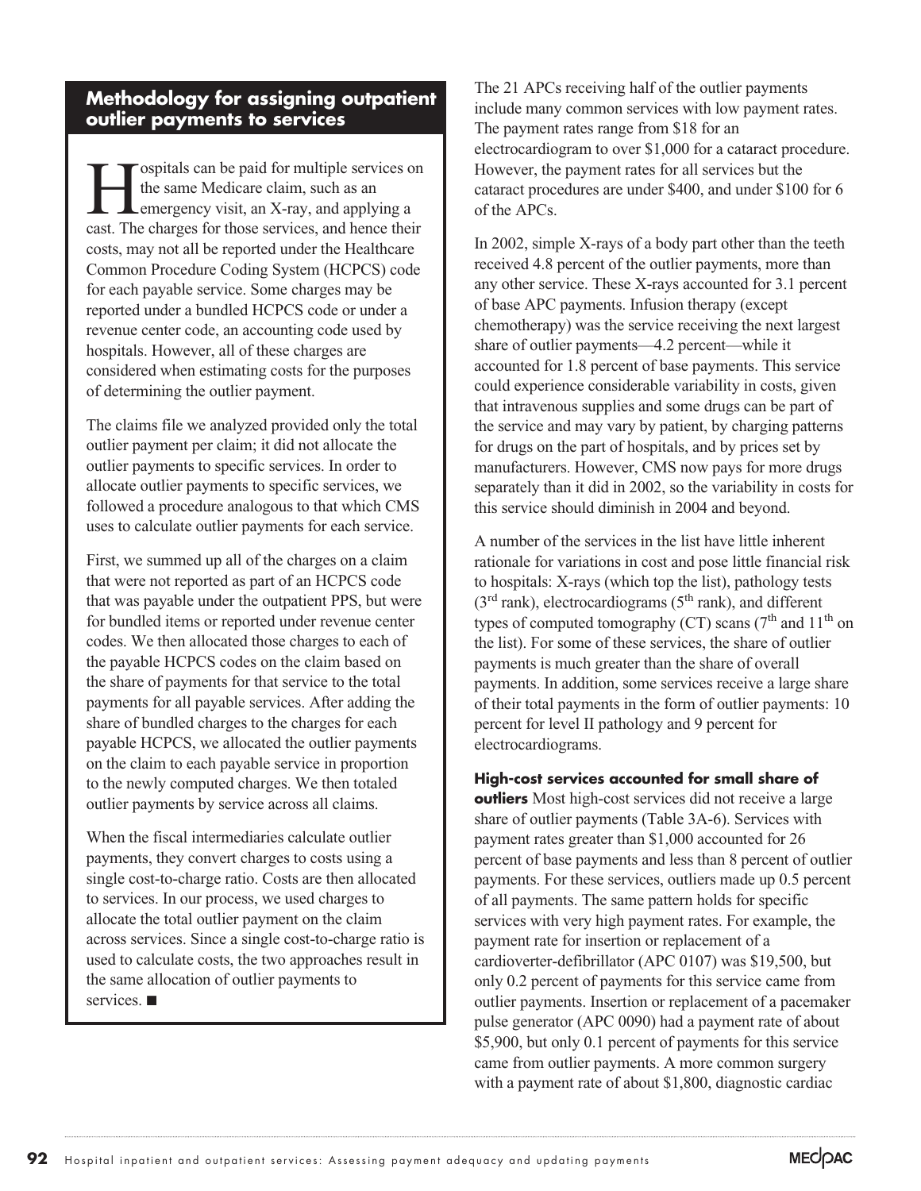## Methodology for assigning outpatient outlier payments to services

Hospitals can be paid for multiple services on the same Medicare claim, such as an emergency visit, an X-ray, and applying a cast. The charges for those services, and hence their costs, may not all be reported under the Healthcare Common Procedure Coding System (HCPCS) code for each payable service. Some charges may be reported under a bundled HCPCS code or under a revenue center code, an accounting code used by hospitals. However, all of these charges are considered when estimating costs for the purposes of determining the outlier payment.

The claims file we analyzed provided only the total outlier payment per claim; it did not allocate the outlier payments to specific services. In order to allocate outlier payments to specific services, we followed a procedure analogous to that which CMS uses to calculate outlier payments for each service.

First, we summed up all of the charges on a claim that were not reported as part of an HCPCS code that was payable under the outpatient PPS, but were for bundled items or reported under revenue center codes. We then allocated those charges to each of the payable HCPCS codes on the claim based on the share of payments for that service to the total payments for all payable services. After adding the share of bundled charges to the charges for each payable HCPCS, we allocated the outlier payments on the claim to each payable service in proportion to the newly computed charges. We then totaled outlier payments by service across all claims.

When the fiscal intermediaries calculate outlier payments, they convert charges to costs using a single cost-to-charge ratio. Costs are then allocated to services. In our process, we used charges to allocate the total outlier payment on the claim across services. Since a single cost-to-charge ratio is used to calculate costs, the two approaches result in the same allocation of outlier payments to services. ■

The 21 APCs receiving half of the outlier payments include many common services with low payment rates. The payment rates range from $18 for an electrocardiogram to over $1,000 for a cataract procedure. However, the payment rates for all services but the cataract procedures are under $400, and under $100 for 6 of the APCs.

In 2002, simple X-rays of a body part other than the teeth received 4.8 percent of the outlier payments, more than any other service. These X-rays accounted for 3.1 percent of base APC payments. Infusion therapy (except chemotherapy) was the service receiving the next largest share of outlier payments—4.2 percent—while it accounted for 1.8 percent of base payments. This service could experience considerable variability in costs, given that intravenous supplies and some drugs can be part of the service and may vary by patient, by charging patterns for drugs on the part of hospitals, and by prices set by manufacturers. However, CMS now pays for more drugs separately than it did in 2002, so the variability in costs for this service should diminish in 2004 and beyond.

A number of the services in the list have little inherent rationale for variations in cost and pose little financial risk to hospitals: X-rays (which top the list), pathology tests (3rd rank), electrocardiograms (5th rank), and different types of computed tomography (CT) scans (7th and 11th on the list). For some of these services, the share of outlier payments is much greater than the share of overall payments. In addition, some services receive a large share of their total payments in the form of outlier payments: 10 percent for level II pathology and 9 percent for electrocardiograms.

**High-cost services accounted for small share of outliers** Most high-cost services did not receive a large share of outlier payments (Table 3A-6). Services with payment rates greater than $1,000 accounted for 26 percent of base payments and less than 8 percent of outlier payments. For these services, outliers made up 0.5 percent of all payments. The same pattern holds for specific services with very high payment rates. For example, the payment rate for insertion or replacement of a cardioverter-defibrillator (APC 0107) was $19,500, but only 0.2 percent of payments for this service came from outlier payments. Insertion or replacement of a pacemaker pulse generator (APC 0090) had a payment rate of about $5,900, but only 0.1 percent of payments for this service came from outlier payments. A more common surgery with a payment rate of about $1,800, diagnostic cardiac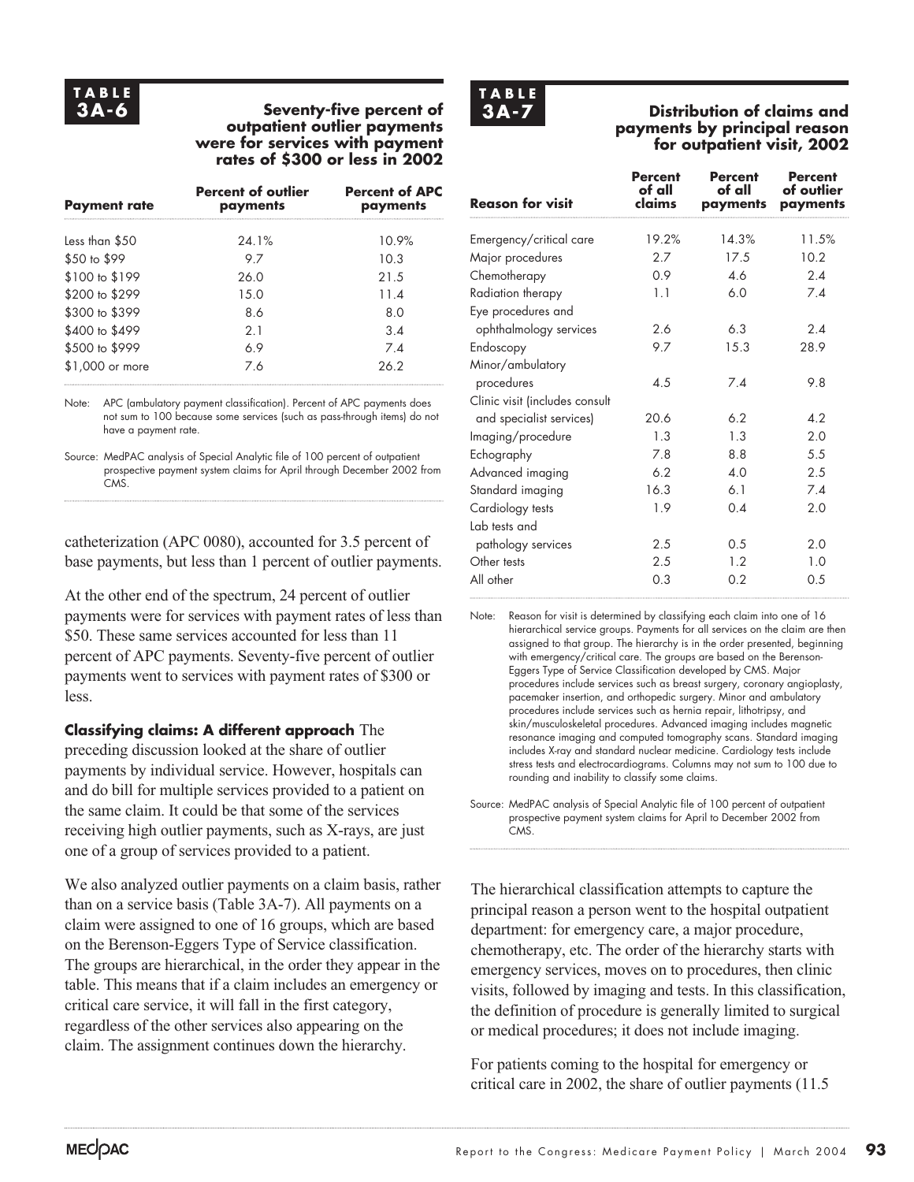**TABLE 3A-6**

**Seventy-five percent of outpatient outlier payments were for services with payment rates of $300 or less in 2002**

| Payment rate | Percent of outlier payments | Percent of APC payments |
|---|---|---|
| Less than $50 | 24.1% | 10.9% |
| $50 to $99 | 9.7 | 10.3 |
| $100 to $199 | 26.0 | 21.5 |
| $200 to $299 | 15.0 | 11.4 |
| $300 to $399 | 8.6 | 8.0 |
| $400 to $499 | 2.1 | 3.4 |
| $500 to $999 | 6.9 | 7.4 |
| $1,000 or more | 7.6 | 26.2 |

Note: APC (ambulatory payment classification). Percent of APC payments does not sum to 100 because some services (such as pass-through items) do not have a payment rate.

Source: MedPAC analysis of Special Analytic file of 100 percent of outpatient prospective payment system claims for April through December 2002 from CMS.

catheterization (APC 0080), accounted for 3.5 percent of base payments, but less than 1 percent of outlier payments.

At the other end of the spectrum, 24 percent of outlier payments were for services with payment rates of less than $50. These same services accounted for less than 11 percent of APC payments. Seventy-five percent of outlier payments went to services with payment rates of $300 or less.

**Classifying claims: A different approach** The preceding discussion looked at the share of outlier payments by individual service. However, hospitals can and do bill for multiple services provided to a patient on the same claim. It could be that some of the services receiving high outlier payments, such as X-rays, are just one of a group of services provided to a patient.

We also analyzed outlier payments on a claim basis, rather than on a service basis (Table 3A-7). All payments on a claim were assigned to one of 16 groups, which are based on the Berenson-Eggers Type of Service classification. The groups are hierarchical, in the order they appear in the table. This means that if a claim includes an emergency or critical care service, it will fall in the first category, regardless of the other services also appearing on the claim. The assignment continues down the hierarchy.

**TABLE 3A-7**

**Distribution of claims and payments by principal reason for outpatient visit, 2002**

| Reason for visit | Percent of all claims | Percent of all payments | Percent of outlier payments |
|---|---|---|---|
| Emergency/critical care | 19.2% | 14.3% | 11.5% |
| Major procedures | 2.7 | 17.5 | 10.2 |
| Chemotherapy | 0.9 | 4.6 | 2.4 |
| Radiation therapy | 1.1 | 6.0 | 7.4 |
| Eye procedures and ophthalmology services | 2.6 | 6.3 | 2.4 |
| Endoscopy | 9.7 | 15.3 | 28.9 |
| Minor/ambulatory procedures | 4.5 | 7.4 | 9.8 |
| Clinic visit (includes consult and specialist services) | 20.6 | 6.2 | 4.2 |
| Imaging/procedure | 1.3 | 1.3 | 2.0 |
| Echography | 7.8 | 8.8 | 5.5 |
| Advanced imaging | 6.2 | 4.0 | 2.5 |
| Standard imaging | 16.3 | 6.1 | 7.4 |
| Cardiology tests | 1.9 | 0.4 | 2.0 |
| Lab tests and pathology services | 2.5 | 0.5 | 2.0 |
| Other tests | 2.5 | 1.2 | 1.0 |
| All other | 0.3 | 0.2 | 0.5 |

Note: Reason for visit is determined by classifying each claim into one of 16 hierarchical service groups. Payments for all services on the claim are then assigned to that group. The hierarchy is in the order presented, beginning with emergency/critical care. The groups are based on the Berenson-Eggers Type of Service Classification developed by CMS. Major procedures include services such as breast surgery, coronary angioplasty, pacemaker insertion, and orthopedic surgery. Minor and ambulatory procedures include services such as hernia repair, lithotripsy, and skin/musculoskeletal procedures. Advanced imaging includes magnetic resonance imaging and computed tomography scans. Standard imaging includes X-ray and standard nuclear medicine. Cardiology tests include stress tests and electrocardiograms. Columns may not sum to 100 due to rounding and inability to classify some claims.

Source: MedPAC analysis of Special Analytic file of 100 percent of outpatient prospective payment system claims for April to December 2002 from CMS.

The hierarchical classification attempts to capture the principal reason a person went to the hospital outpatient department: for emergency care, a major procedure, chemotherapy, etc. The order of the hierarchy starts with emergency services, moves on to procedures, then clinic visits, followed by imaging and tests. In this classification, the definition of procedure is generally limited to surgical or medical procedures; it does not include imaging.

For patients coming to the hospital for emergency or critical care in 2002, the share of outlier payments (11.5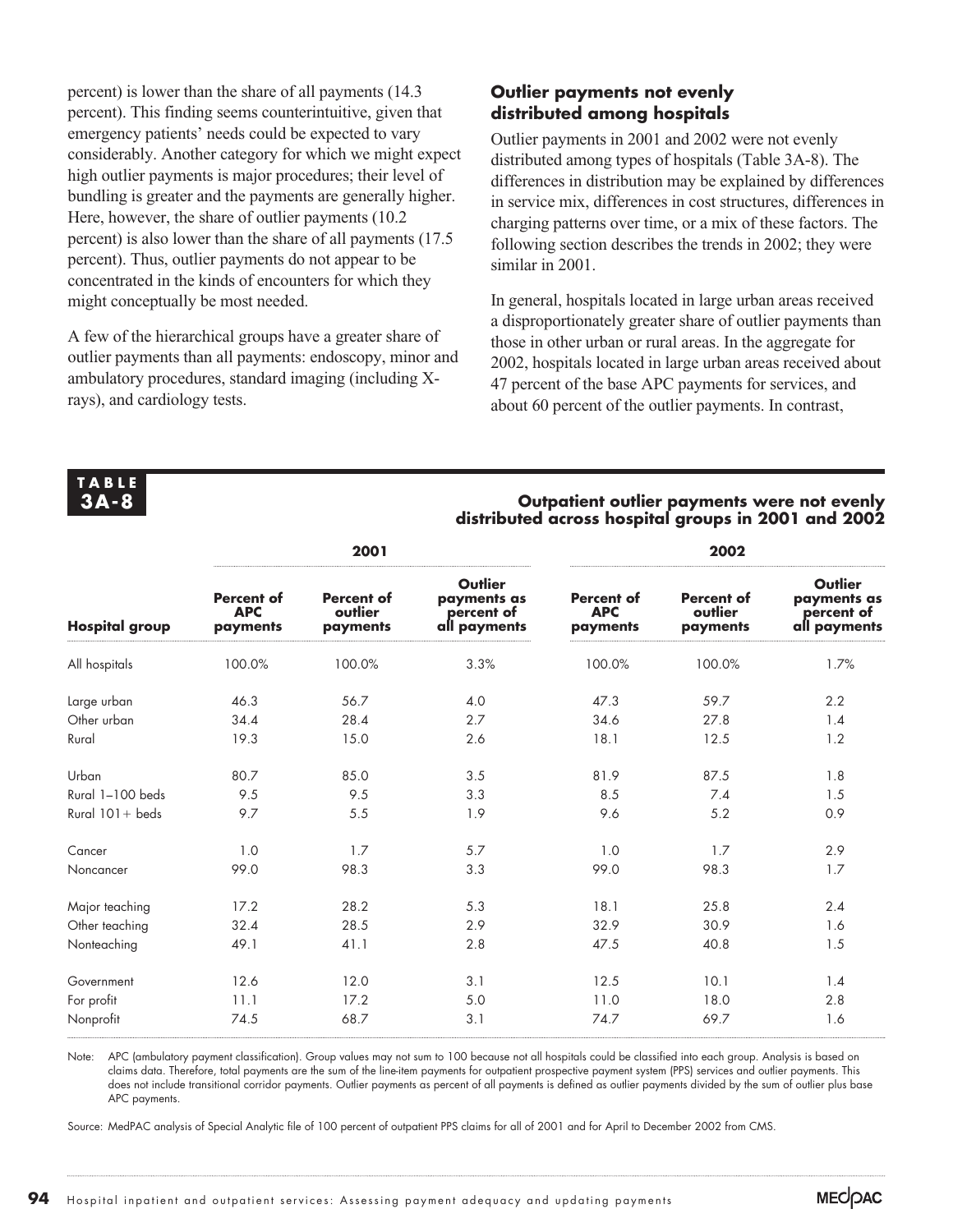percent) is lower than the share of all payments (14.3 percent). This finding seems counterintuitive, given that emergency patients' needs could be expected to vary considerably. Another category for which we might expect high outlier payments is major procedures; their level of bundling is greater and the payments are generally higher. Here, however, the share of outlier payments (10.2 percent) is also lower than the share of all payments (17.5 percent). Thus, outlier payments do not appear to be concentrated in the kinds of encounters for which they might conceptually be most needed.

A few of the hierarchical groups have a greater share of outlier payments than all payments: endoscopy, minor and ambulatory procedures, standard imaging (including X-rays), and cardiology tests.

### Outlier payments not evenly distributed among hospitals

Outlier payments in 2001 and 2002 were not evenly distributed among types of hospitals (Table 3A-8). The differences in distribution may be explained by differences in service mix, differences in cost structures, differences in charging patterns over time, or a mix of these factors. The following section describes the trends in 2002; they were similar in 2001.

In general, hospitals located in large urban areas received a disproportionately greater share of outlier payments than those in other urban or rural areas. In the aggregate for 2002, hospitals located in large urban areas received about 47 percent of the base APC payments for services, and about 60 percent of the outlier payments. In contrast,

**TABLE 3A-8**

**Outpatient outlier payments were not evenly distributed across hospital groups in 2001 and 2002**

| | 2001 | | | 2002 | | |
|---|---|---|---|---|---|---|
| **Hospital group** | **Percent of APC payments** | **Percent of outlier payments** | **Outlier payments as percent of all payments** | **Percent of APC payments** | **Percent of outlier payments** | **Outlier payments as percent of all payments** |
| All hospitals | 100.0% | 100.0% | 3.3% | 100.0% | 100.0% | 1.7% |
| Large urban | 46.3 | 56.7 | 4.0 | 47.3 | 59.7 | 2.2 |
| Other urban | 34.4 | 28.4 | 2.7 | 34.6 | 27.8 | 1.4 |
| Rural | 19.3 | 15.0 | 2.6 | 18.1 | 12.5 | 1.2 |
| Urban | 80.7 | 85.0 | 3.5 | 81.9 | 87.5 | 1.8 |
| Rural 1–100 beds | 9.5 | 9.5 | 3.3 | 8.5 | 7.4 | 1.5 |
| Rural 101+ beds | 9.7 | 5.5 | 1.9 | 9.6 | 5.2 | 0.9 |
| Cancer | 1.0 | 1.7 | 5.7 | 1.0 | 1.7 | 2.9 |
| Noncancer | 99.0 | 98.3 | 3.3 | 99.0 | 98.3 | 1.7 |
| Major teaching | 17.2 | 28.2 | 5.3 | 18.1 | 25.8 | 2.4 |
| Other teaching | 32.4 | 28.5 | 2.9 | 32.9 | 30.9 | 1.6 |
| Nonteaching | 49.1 | 41.1 | 2.8 | 47.5 | 40.8 | 1.5 |
| Government | 12.6 | 12.0 | 3.1 | 12.5 | 10.1 | 1.4 |
| For profit | 11.1 | 17.2 | 5.0 | 11.0 | 18.0 | 2.8 |
| Nonprofit | 74.5 | 68.7 | 3.1 | 74.7 | 69.7 | 1.6 |

Note: APC (ambulatory payment classification). Group values may not sum to 100 because not all hospitals could be classified into each group. Analysis is based on claims data. Therefore, total payments are the sum of the line-item payments for outpatient prospective payment system (PPS) services and outlier payments. This does not include transitional corridor payments. Outlier payments as percent of all payments is defined as outlier payments divided by the sum of outlier plus base APC payments.

Source: MedPAC analysis of Special Analytic file of 100 percent of outpatient PPS claims for all of 2001 and for April to December 2002 from CMS.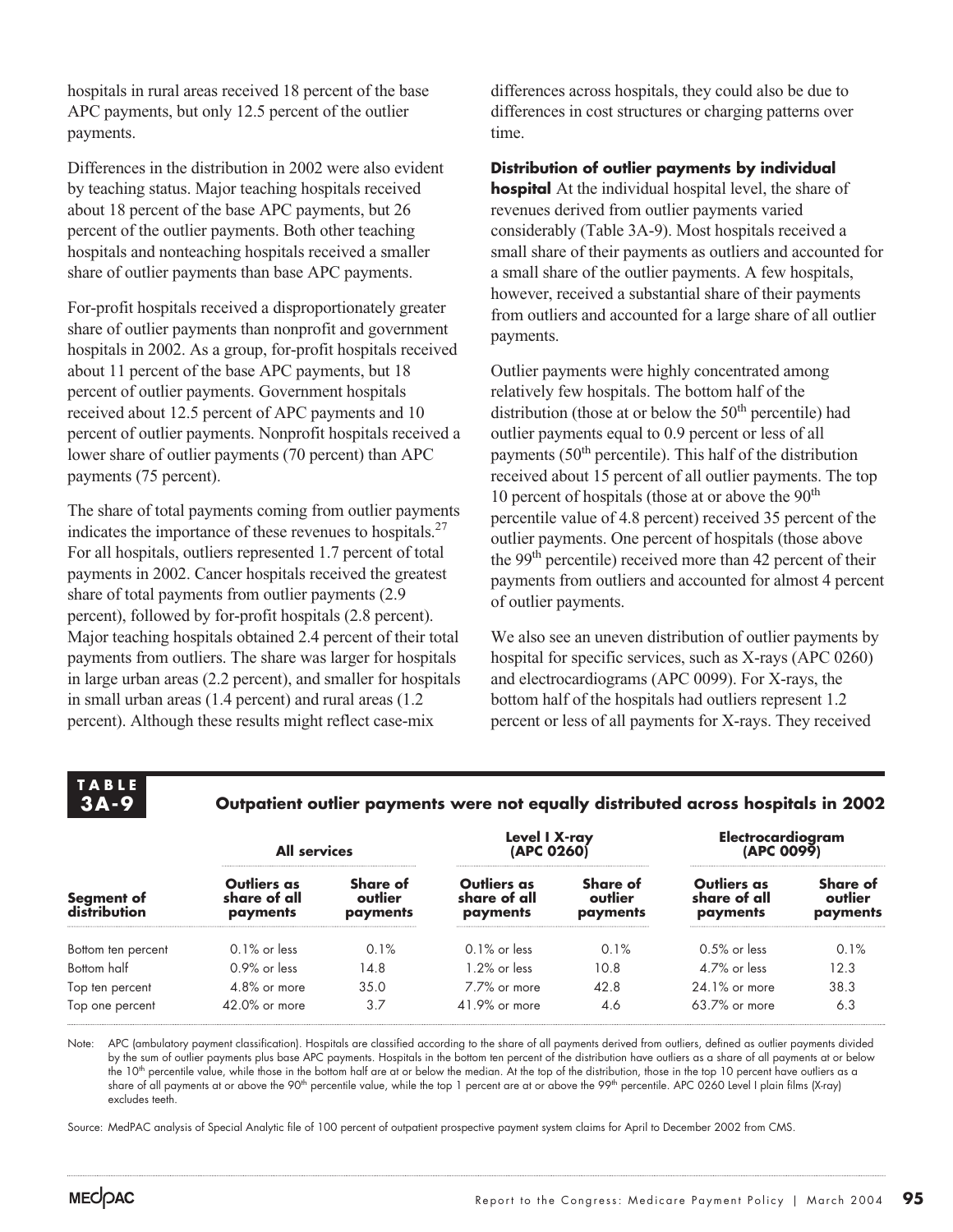hospitals in rural areas received 18 percent of the base APC payments, but only 12.5 percent of the outlier payments.

Differences in the distribution in 2002 were also evident by teaching status. Major teaching hospitals received about 18 percent of the base APC payments, but 26 percent of the outlier payments. Both other teaching hospitals and nonteaching hospitals received a smaller share of outlier payments than base APC payments.

For-profit hospitals received a disproportionately greater share of outlier payments than nonprofit and government hospitals in 2002. As a group, for-profit hospitals received about 11 percent of the base APC payments, but 18 percent of outlier payments. Government hospitals received about 12.5 percent of APC payments and 10 percent of outlier payments. Nonprofit hospitals received a lower share of outlier payments (70 percent) than APC payments (75 percent).

The share of total payments coming from outlier payments indicates the importance of these revenues to hospitals.[27] For all hospitals, outliers represented 1.7 percent of total payments in 2002. Cancer hospitals received the greatest share of total payments from outlier payments (2.9 percent), followed by for-profit hospitals (2.8 percent). Major teaching hospitals obtained 2.4 percent of their total payments from outliers. The share was larger for hospitals in large urban areas (2.2 percent), and smaller for hospitals in small urban areas (1.4 percent) and rural areas (1.2 percent). Although these results might reflect case-mix differences across hospitals, they could also be due to differences in cost structures or charging patterns over time.

**Distribution of outlier payments by individual hospital** At the individual hospital level, the share of revenues derived from outlier payments varied considerably (Table 3A-9). Most hospitals received a small share of their payments as outliers and accounted for a small share of the outlier payments. A few hospitals, however, received a substantial share of their payments from outliers and accounted for a large share of all outlier payments.

Outlier payments were highly concentrated among relatively few hospitals. The bottom half of the distribution (those at or below the 50th percentile) had outlier payments equal to 0.9 percent or less of all payments (50th percentile). This half of the distribution received about 15 percent of all outlier payments. The top 10 percent of hospitals (those at or above the 90th percentile value of 4.8 percent) received 35 percent of the outlier payments. One percent of hospitals (those above the 99th percentile) received more than 42 percent of their payments from outliers and accounted for almost 4 percent of outlier payments.

We also see an uneven distribution of outlier payments by hospital for specific services, such as X-rays (APC 0260) and electrocardiograms (APC 0099). For X-rays, the bottom half of the hospitals had outliers represent 1.2 percent or less of all payments for X-rays. They received

**TABLE 3A-9**

**Outpatient outlier payments were not equally distributed across hospitals in 2002**

| Segment of distribution | All services | | Level I X-ray (APC 0260) | | Electrocardiogram (APC 0099) | |
|---|---|---|---|---|---|---|
| | Outliers as share of all payments | Share of outlier payments | Outliers as share of all payments | Share of outlier payments | Outliers as share of all payments | Share of outlier payments |
| Bottom ten percent | 0.1% or less | 0.1% | 0.1% or less | 0.1% | 0.5% or less | 0.1% |
| Bottom half | 0.9% or less | 14.8 | 1.2% or less | 10.8 | 4.7% or less | 12.3 |
| Top ten percent | 4.8% or more | 35.0 | 7.7% or more | 42.8 | 24.1% or more | 38.3 |
| Top one percent | 42.0% or more | 3.7 | 41.9% or more | 4.6 | 63.7% or more | 6.3 |

Note: APC (ambulatory payment classification). Hospitals are classified according to the share of all payments derived from outliers, defined as outlier payments divided by the sum of outlier payments plus base APC payments. Hospitals in the bottom ten percent of the distribution have outliers as a share of all payments at or below the 10th percentile value, while those in the bottom half are at or below the median. At the top of the distribution, those in the top 10 percent have outliers as a share of all payments at or above the 90th percentile value, while the top 1 percent are at or above the 99th percentile. APC 0260 Level I plain films (X-ray) excludes teeth.

Source: MedPAC analysis of Special Analytic file of 100 percent of outpatient prospective payment system claims for April to December 2002 from CMS.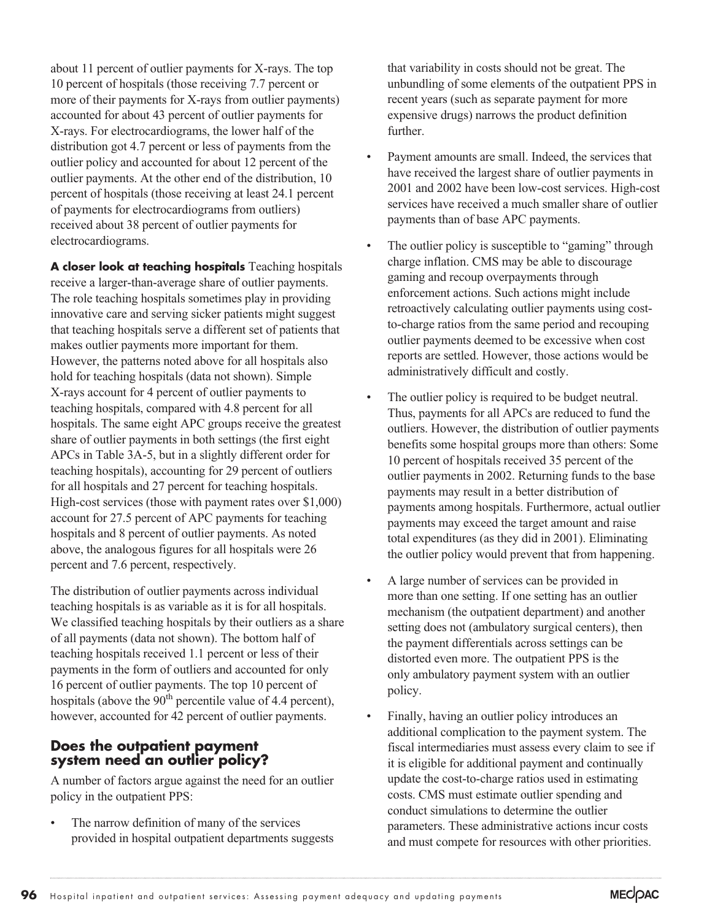about 11 percent of outlier payments for X-rays. The top 10 percent of hospitals (those receiving 7.7 percent or more of their payments for X-rays from outlier payments) accounted for about 43 percent of outlier payments for X-rays. For electrocardiograms, the lower half of the distribution got 4.7 percent or less of payments from the outlier policy and accounted for about 12 percent of the outlier payments. At the other end of the distribution, 10 percent of hospitals (those receiving at least 24.1 percent of payments for electrocardiograms from outliers) received about 38 percent of outlier payments for electrocardiograms.

**A closer look at teaching hospitals** Teaching hospitals receive a larger-than-average share of outlier payments. The role teaching hospitals sometimes play in providing innovative care and serving sicker patients might suggest that teaching hospitals serve a different set of patients that makes outlier payments more important for them. However, the patterns noted above for all hospitals also hold for teaching hospitals (data not shown). Simple X-rays account for 4 percent of outlier payments to teaching hospitals, compared with 4.8 percent for all hospitals. The same eight APC groups receive the greatest share of outlier payments in both settings (the first eight APCs in Table 3A-5, but in a slightly different order for teaching hospitals), accounting for 29 percent of outliers for all hospitals and 27 percent for teaching hospitals. High-cost services (those with payment rates over $1,000) account for 27.5 percent of APC payments for teaching hospitals and 8 percent of outlier payments. As noted above, the analogous figures for all hospitals were 26 percent and 7.6 percent, respectively.

The distribution of outlier payments across individual teaching hospitals is as variable as it is for all hospitals. We classified teaching hospitals by their outliers as a share of all payments (data not shown). The bottom half of teaching hospitals received 1.1 percent or less of their payments in the form of outliers and accounted for only 16 percent of outlier payments. The top 10 percent of hospitals (above the 90th percentile value of 4.4 percent), however, accounted for 42 percent of outlier payments.

## Does the outpatient payment system need an outlier policy?

A number of factors argue against the need for an outlier policy in the outpatient PPS:

- The narrow definition of many of the services provided in hospital outpatient departments suggests that variability in costs should not be great. The unbundling of some elements of the outpatient PPS in recent years (such as separate payment for more expensive drugs) narrows the product definition further.
- Payment amounts are small. Indeed, the services that have received the largest share of outlier payments in 2001 and 2002 have been low-cost services. High-cost services have received a much smaller share of outlier payments than of base APC payments.
- The outlier policy is susceptible to "gaming" through charge inflation. CMS may be able to discourage gaming and recoup overpayments through enforcement actions. Such actions might include retroactively calculating outlier payments using cost-to-charge ratios from the same period and recouping outlier payments deemed to be excessive when cost reports are settled. However, those actions would be administratively difficult and costly.
- The outlier policy is required to be budget neutral. Thus, payments for all APCs are reduced to fund the outliers. However, the distribution of outlier payments benefits some hospital groups more than others: Some 10 percent of hospitals received 35 percent of the outlier payments in 2002. Returning funds to the base payments may result in a better distribution of payments among hospitals. Furthermore, actual outlier payments may exceed the target amount and raise total expenditures (as they did in 2001). Eliminating the outlier policy would prevent that from happening.
- A large number of services can be provided in more than one setting. If one setting has an outlier mechanism (the outpatient department) and another setting does not (ambulatory surgical centers), then the payment differentials across settings can be distorted even more. The outpatient PPS is the only ambulatory payment system with an outlier policy.
- Finally, having an outlier policy introduces an additional complication to the payment system. The fiscal intermediaries must assess every claim to see if it is eligible for additional payment and continually update the cost-to-charge ratios used in estimating costs. CMS must estimate outlier spending and conduct simulations to determine the outlier parameters. These administrative actions incur costs and must compete for resources with other priorities.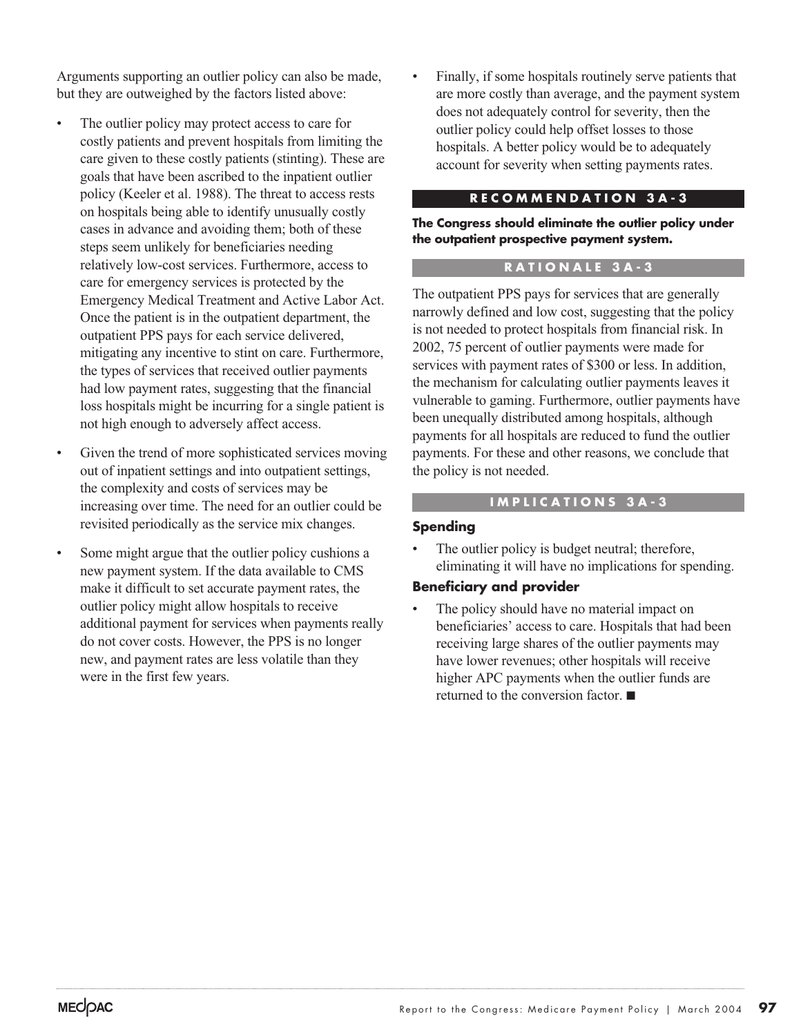Arguments supporting an outlier policy can also be made, but they are outweighed by the factors listed above:

- The outlier policy may protect access to care for costly patients and prevent hospitals from limiting the care given to these costly patients (stinting). These are goals that have been ascribed to the inpatient outlier policy (Keeler et al. 1988). The threat to access rests on hospitals being able to identify unusually costly cases in advance and avoiding them; both of these steps seem unlikely for beneficiaries needing relatively low-cost services. Furthermore, access to care for emergency services is protected by the Emergency Medical Treatment and Active Labor Act. Once the patient is in the outpatient department, the outpatient PPS pays for each service delivered, mitigating any incentive to stint on care. Furthermore, the types of services that received outlier payments had low payment rates, suggesting that the financial loss hospitals might be incurring for a single patient is not high enough to adversely affect access.
- Given the trend of more sophisticated services moving out of inpatient settings and into outpatient settings, the complexity and costs of services may be increasing over time. The need for an outlier could be revisited periodically as the service mix changes.
- Some might argue that the outlier policy cushions a new payment system. If the data available to CMS make it difficult to set accurate payment rates, the outlier policy might allow hospitals to receive additional payment for services when payments really do not cover costs. However, the PPS is no longer new, and payment rates are less volatile than they were in the first few years.
- Finally, if some hospitals routinely serve patients that are more costly than average, and the payment system does not adequately control for severity, then the outlier policy could help offset losses to those hospitals. A better policy would be to adequately account for severity when setting payments rates.

## RECOMMENDATION 3A-3

**The Congress should eliminate the outlier policy under the outpatient prospective payment system.**

## RATIONALE 3A-3

The outpatient PPS pays for services that are generally narrowly defined and low cost, suggesting that the policy is not needed to protect hospitals from financial risk. In 2002, 75 percent of outlier payments were made for services with payment rates of $300 or less. In addition, the mechanism for calculating outlier payments leaves it vulnerable to gaming. Furthermore, outlier payments have been unequally distributed among hospitals, although payments for all hospitals are reduced to fund the outlier payments. For these and other reasons, we conclude that the policy is not needed.

## IMPLICATIONS 3A-3

### Spending

- The outlier policy is budget neutral; therefore, eliminating it will have no implications for spending.

### Beneficiary and provider

- The policy should have no material impact on beneficiaries' access to care. Hospitals that had been receiving large shares of the outlier payments may have lower revenues; other hospitals will receive higher APC payments when the outlier funds are returned to the conversion factor. ■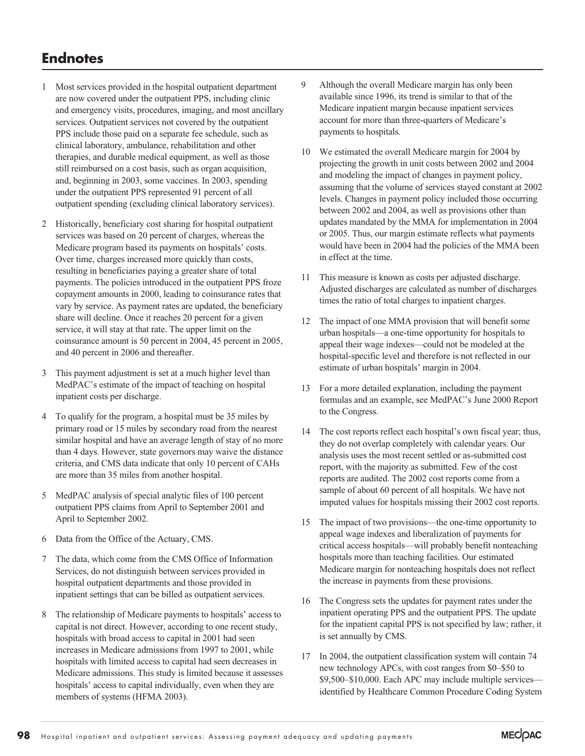## Endnotes

1 Most services provided in the hospital outpatient department are now covered under the outpatient PPS, including clinic and emergency visits, procedures, imaging, and most ancillary services. Outpatient services not covered by the outpatient PPS include those paid on a separate fee schedule, such as clinical laboratory, ambulance, rehabilitation and other therapies, and durable medical equipment, as well as those still reimbursed on a cost basis, such as organ acquisition, and, beginning in 2003, some vaccines. In 2003, spending under the outpatient PPS represented 91 percent of all outpatient spending (excluding clinical laboratory services).

2 Historically, beneficiary cost sharing for hospital outpatient services was based on 20 percent of charges, whereas the Medicare program based its payments on hospitals' costs. Over time, charges increased more quickly than costs, resulting in beneficiaries paying a greater share of total payments. The policies introduced in the outpatient PPS froze copayment amounts in 2000, leading to coinsurance rates that vary by service. As payment rates are updated, the beneficiary share will decline. Once it reaches 20 percent for a given service, it will stay at that rate. The upper limit on the coinsurance amount is 50 percent in 2004, 45 percent in 2005, and 40 percent in 2006 and thereafter.

3 This payment adjustment is set at a much higher level than MedPAC's estimate of the impact of teaching on hospital inpatient costs per discharge.

4 To qualify for the program, a hospital must be 35 miles by primary road or 15 miles by secondary road from the nearest similar hospital and have an average length of stay of no more than 4 days. However, state governors may waive the distance criteria, and CMS data indicate that only 10 percent of CAHs are more than 35 miles from another hospital.

5 MedPAC analysis of special analytic files of 100 percent outpatient PPS claims from April to September 2001 and April to September 2002.

6 Data from the Office of the Actuary, CMS.

7 The data, which come from the CMS Office of Information Services, do not distinguish between services provided in hospital outpatient departments and those provided in inpatient settings that can be billed as outpatient services.

8 The relationship of Medicare payments to hospitals' access to capital is not direct. However, according to one recent study, hospitals with broad access to capital in 2001 had seen increases in Medicare admissions from 1997 to 2001, while hospitals with limited access to capital had seen decreases in Medicare admissions. This study is limited because it assesses hospitals' access to capital individually, even when they are members of systems (HFMA 2003).

9 Although the overall Medicare margin has only been available since 1996, its trend is similar to that of the Medicare inpatient margin because inpatient services account for more than three-quarters of Medicare's payments to hospitals.

10 We estimated the overall Medicare margin for 2004 by projecting the growth in unit costs between 2002 and 2004 and modeling the impact of changes in payment policy, assuming that the volume of services stayed constant at 2002 levels. Changes in payment policy included those occurring between 2002 and 2004, as well as provisions other than updates mandated by the MMA for implementation in 2004 or 2005. Thus, our margin estimate reflects what payments would have been in 2004 had the policies of the MMA been in effect at the time.

11 This measure is known as costs per adjusted discharge. Adjusted discharges are calculated as number of discharges times the ratio of total charges to inpatient charges.

12 The impact of one MMA provision that will benefit some urban hospitals—a one-time opportunity for hospitals to appeal their wage indexes—could not be modeled at the hospital-specific level and therefore is not reflected in our estimate of urban hospitals' margin in 2004.

13 For a more detailed explanation, including the payment formulas and an example, see MedPAC's June 2000 Report to the Congress.

14 The cost reports reflect each hospital's own fiscal year; thus, they do not overlap completely with calendar years. Our analysis uses the most recent settled or as-submitted cost report, with the majority as submitted. Few of the cost reports are audited. The 2002 cost reports come from a sample of about 60 percent of all hospitals. We have not imputed values for hospitals missing their 2002 cost reports.

15 The impact of two provisions—the one-time opportunity to appeal wage indexes and liberalization of payments for critical access hospitals—will probably benefit nonteaching hospitals more than teaching facilities. Our estimated Medicare margin for nonteaching hospitals does not reflect the increase in payments from these provisions.

16 The Congress sets the updates for payment rates under the inpatient operating PPS and the outpatient PPS. The update for the inpatient capital PPS is not specified by law; rather, it is set annually by CMS.

17 In 2004, the outpatient classification system will contain 74 new technology APCs, with cost ranges from $0–$50 to $9,500–$10,000. Each APC may include multiple services—identified by Healthcare Common Procedure Coding System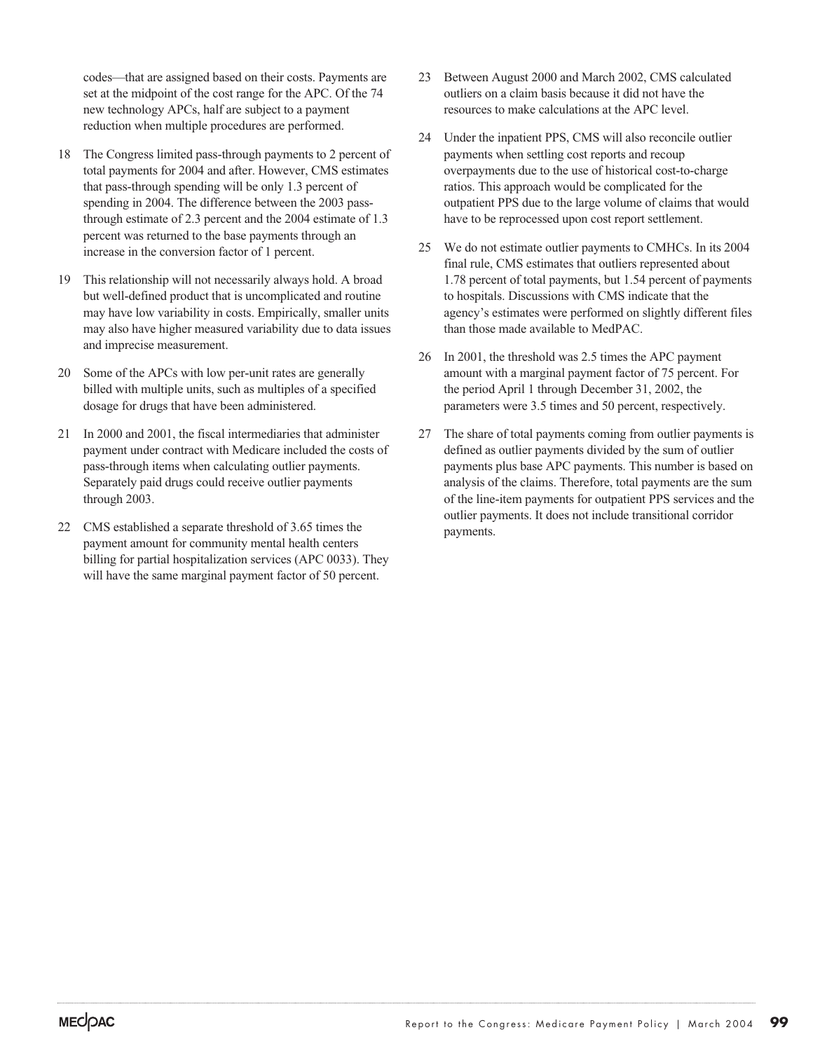codes—that are assigned based on their costs. Payments are set at the midpoint of the cost range for the APC. Of the 74 new technology APCs, half are subject to a payment reduction when multiple procedures are performed.

18 The Congress limited pass-through payments to 2 percent of total payments for 2004 and after. However, CMS estimates that pass-through spending will be only 1.3 percent of spending in 2004. The difference between the 2003 pass-through estimate of 2.3 percent and the 2004 estimate of 1.3 percent was returned to the base payments through an increase in the conversion factor of 1 percent.

19 This relationship will not necessarily always hold. A broad but well-defined product that is uncomplicated and routine may have low variability in costs. Empirically, smaller units may also have higher measured variability due to data issues and imprecise measurement.

20 Some of the APCs with low per-unit rates are generally billed with multiple units, such as multiples of a specified dosage for drugs that have been administered.

21 In 2000 and 2001, the fiscal intermediaries that administer payment under contract with Medicare included the costs of pass-through items when calculating outlier payments. Separately paid drugs could receive outlier payments through 2003.

22 CMS established a separate threshold of 3.65 times the payment amount for community mental health centers billing for partial hospitalization services (APC 0033). They will have the same marginal payment factor of 50 percent.

23 Between August 2000 and March 2002, CMS calculated outliers on a claim basis because it did not have the resources to make calculations at the APC level.

24 Under the inpatient PPS, CMS will also reconcile outlier payments when settling cost reports and recoup overpayments due to the use of historical cost-to-charge ratios. This approach would be complicated for the outpatient PPS due to the large volume of claims that would have to be reprocessed upon cost report settlement.

25 We do not estimate outlier payments to CMHCs. In its 2004 final rule, CMS estimates that outliers represented about 1.78 percent of total payments, but 1.54 percent of payments to hospitals. Discussions with CMS indicate that the agency's estimates were performed on slightly different files than those made available to MedPAC.

26 In 2001, the threshold was 2.5 times the APC payment amount with a marginal payment factor of 75 percent. For the period April 1 through December 31, 2002, the parameters were 3.5 times and 50 percent, respectively.

27 The share of total payments coming from outlier payments is defined as outlier payments divided by the sum of outlier payments plus base APC payments. This number is based on analysis of the claims. Therefore, total payments are the sum of the line-item payments for outpatient PPS services and the outlier payments. It does not include transitional corridor payments.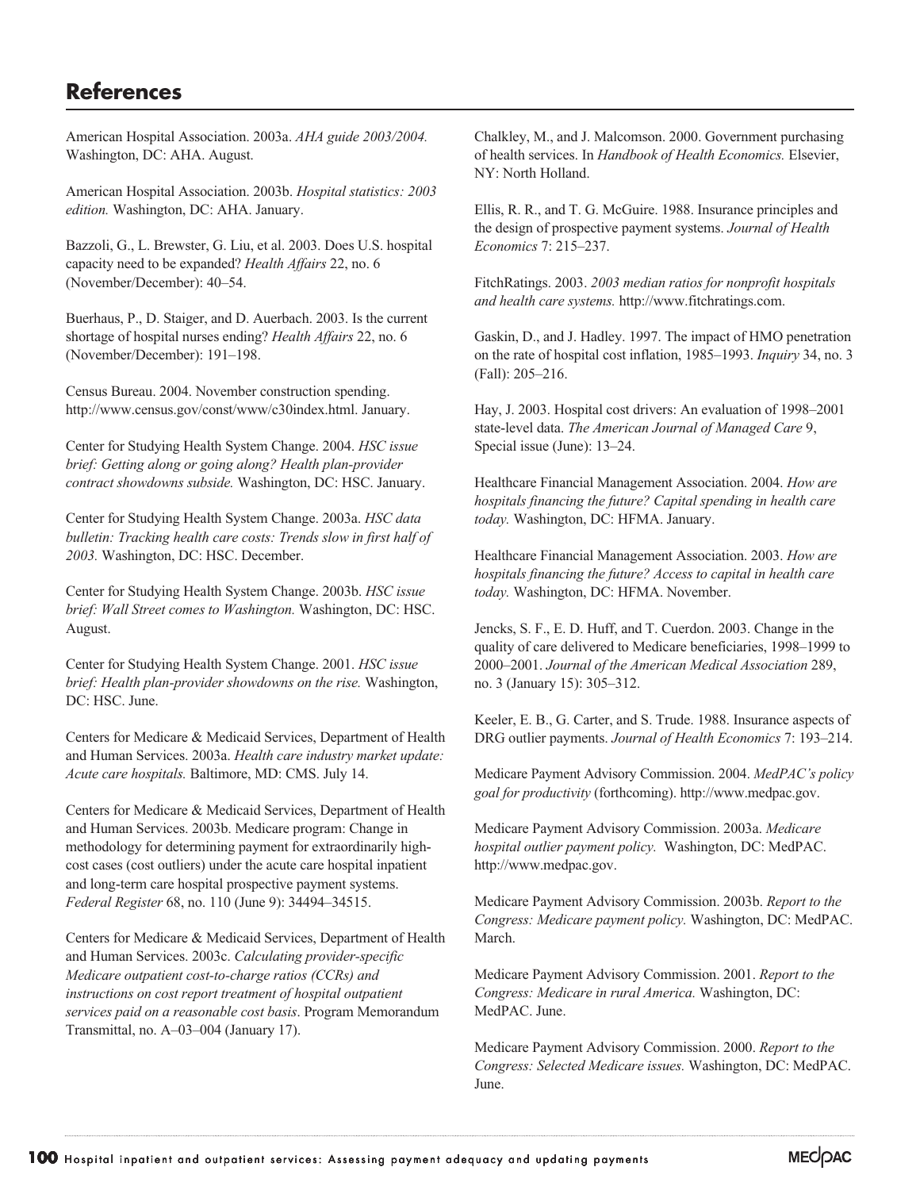## References

American Hospital Association. 2003a. *AHA guide 2003/2004.* Washington, DC: AHA. August.

American Hospital Association. 2003b. *Hospital statistics: 2003 edition.* Washington, DC: AHA. January.

Bazzoli, G., L. Brewster, G. Liu, et al. 2003. Does U.S. hospital capacity need to be expanded? *Health Affairs* 22, no. 6 (November/December): 40–54.

Buerhaus, P., D. Staiger, and D. Auerbach. 2003. Is the current shortage of hospital nurses ending? *Health Affairs* 22, no. 6 (November/December): 191–198.

Census Bureau. 2004. November construction spending. http://www.census.gov/const/www/c30index.html. January.

Center for Studying Health System Change. 2004. *HSC issue brief: Getting along or going along? Health plan-provider contract showdowns subside.* Washington, DC: HSC. January.

Center for Studying Health System Change. 2003a. *HSC data bulletin: Tracking health care costs: Trends slow in first half of 2003.* Washington, DC: HSC. December.

Center for Studying Health System Change. 2003b. *HSC issue brief: Wall Street comes to Washington.* Washington, DC: HSC. August.

Center for Studying Health System Change. 2001. *HSC issue brief: Health plan-provider showdowns on the rise.* Washington, DC: HSC. June.

Centers for Medicare & Medicaid Services, Department of Health and Human Services. 2003a. *Health care industry market update: Acute care hospitals.* Baltimore, MD: CMS. July 14.

Centers for Medicare & Medicaid Services, Department of Health and Human Services. 2003b. Medicare program: Change in methodology for determining payment for extraordinarily high-cost cases (cost outliers) under the acute care hospital inpatient and long-term care hospital prospective payment systems. *Federal Register* 68, no. 110 (June 9): 34494–34515.

Centers for Medicare & Medicaid Services, Department of Health and Human Services. 2003c. *Calculating provider-specific Medicare outpatient cost-to-charge ratios (CCRs) and instructions on cost report treatment of hospital outpatient services paid on a reasonable cost basis*. Program Memorandum Transmittal, no. A–03–004 (January 17).

Chalkley, M., and J. Malcomson. 2000. Government purchasing of health services. In *Handbook of Health Economics.* Elsevier, NY: North Holland.

Ellis, R. R., and T. G. McGuire. 1988. Insurance principles and the design of prospective payment systems. *Journal of Health Economics* 7: 215–237.

FitchRatings. 2003. *2003 median ratios for nonprofit hospitals and health care systems.* http://www.fitchratings.com.

Gaskin, D., and J. Hadley. 1997. The impact of HMO penetration on the rate of hospital cost inflation, 1985–1993. *Inquiry* 34, no. 3 (Fall): 205–216.

Hay, J. 2003. Hospital cost drivers: An evaluation of 1998–2001 state-level data. *The American Journal of Managed Care* 9, Special issue (June): 13–24.

Healthcare Financial Management Association. 2004. *How are hospitals financing the future? Capital spending in health care today.* Washington, DC: HFMA. January.

Healthcare Financial Management Association. 2003. *How are hospitals financing the future? Access to capital in health care today.* Washington, DC: HFMA. November.

Jencks, S. F., E. D. Huff, and T. Cuerdon. 2003. Change in the quality of care delivered to Medicare beneficiaries, 1998–1999 to 2000–2001. *Journal of the American Medical Association* 289, no. 3 (January 15): 305–312.

Keeler, E. B., G. Carter, and S. Trude. 1988. Insurance aspects of DRG outlier payments. *Journal of Health Economics* 7: 193–214.

Medicare Payment Advisory Commission. 2004. *MedPAC's policy goal for productivity* (forthcoming). http://www.medpac.gov.

Medicare Payment Advisory Commission. 2003a. *Medicare hospital outlier payment policy.* Washington, DC: MedPAC. http://www.medpac.gov.

Medicare Payment Advisory Commission. 2003b. *Report to the Congress: Medicare payment policy.* Washington, DC: MedPAC. March.

Medicare Payment Advisory Commission. 2001. *Report to the Congress: Medicare in rural America.* Washington, DC: MedPAC. June.

Medicare Payment Advisory Commission. 2000. *Report to the Congress: Selected Medicare issues.* Washington, DC: MedPAC. June.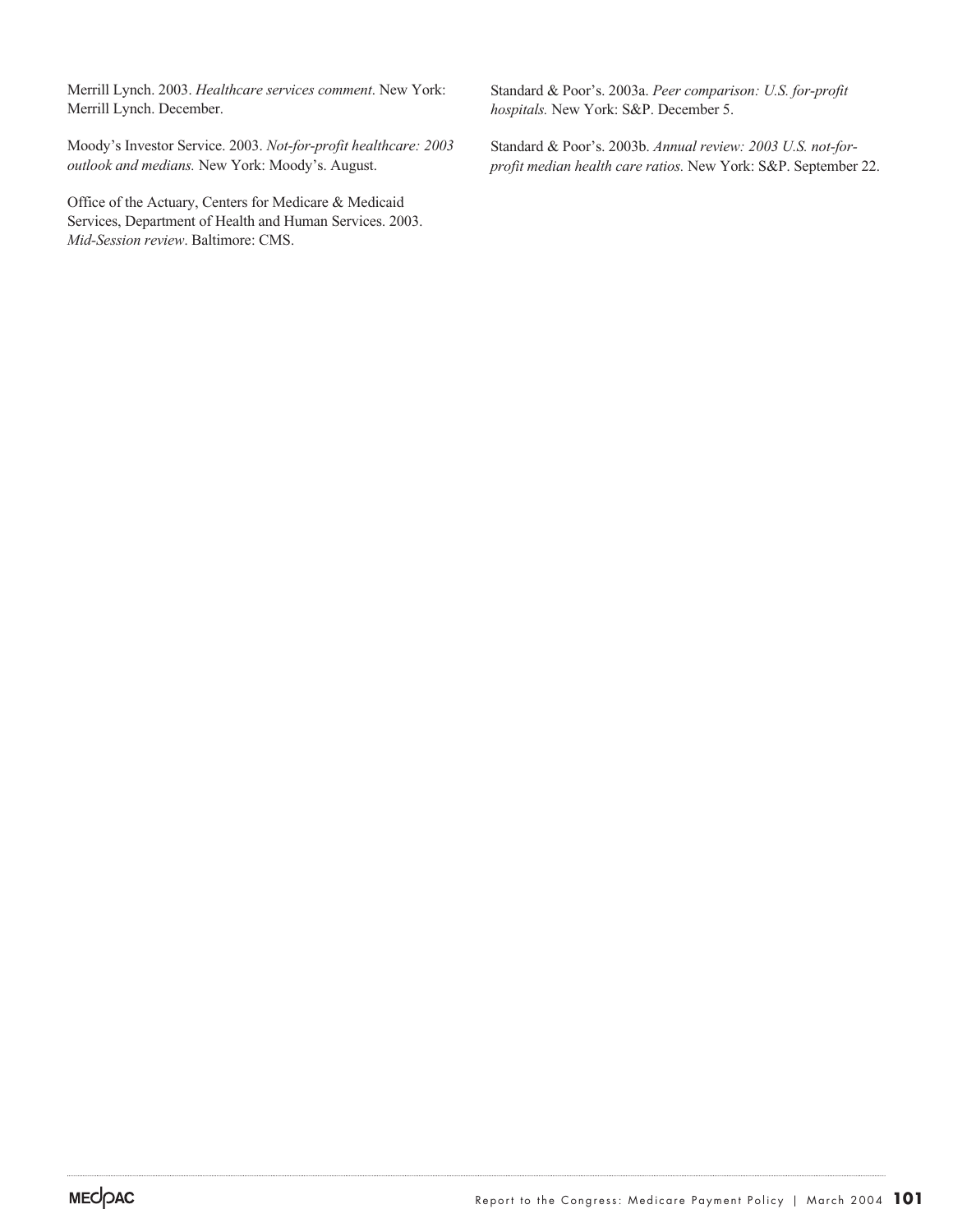Merrill Lynch. 2003. *Healthcare services comment*. New York: Merrill Lynch. December.

Moody's Investor Service. 2003. *Not-for-profit healthcare: 2003 outlook and medians.* New York: Moody's. August.

Office of the Actuary, Centers for Medicare & Medicaid Services, Department of Health and Human Services. 2003. *Mid-Session review*. Baltimore: CMS.

Standard & Poor's. 2003a. *Peer comparison: U.S. for-profit hospitals.* New York: S&P. December 5.

Standard & Poor's. 2003b. *Annual review: 2003 U.S. not-for-profit median health care ratios.* New York: S&P. September 22.